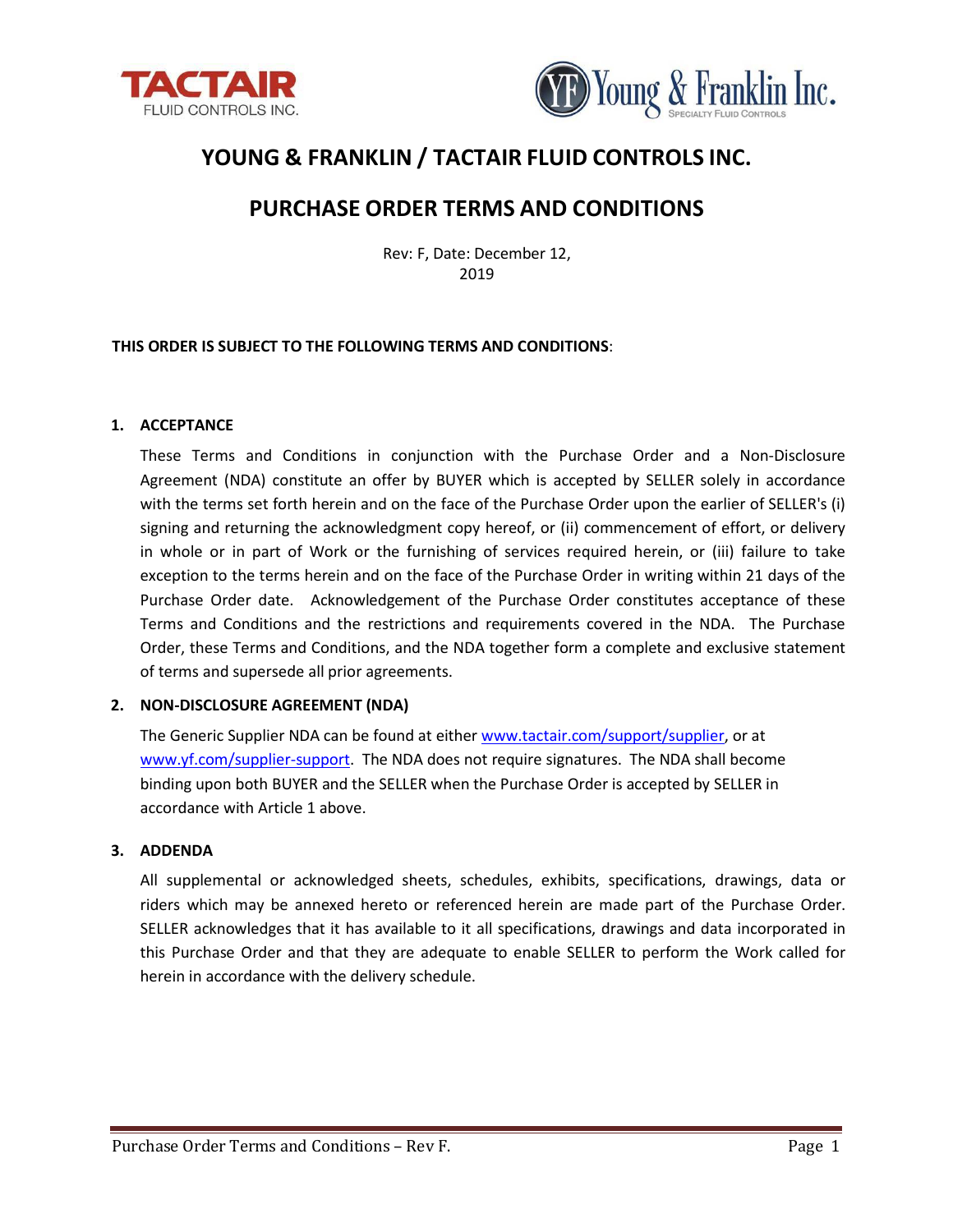# YOUNG & FRANKLIN / TACTAIR FLUID CONTROLS INC.

## PURCHASE ORDER TERMS AND CONDITIONS

Rev: F, Date: December 12, 2019

**THIS ORDER IS SUBJECT TO THE FOLLOWING TERMS AND CONDITIONS**:

### 1. ACCEPTANCE

These Terms and Conditions in conjunction with the Purchase Order and a Non-Disclosure Agreement (NDA) constitute an offer by BUYER which is accepted by SELLER solely in accordance with the terms set forth herein and on the face of the Purchase Order upon the earlier of SELLER's (i) signing and returning the acknowledgment copy hereof, or (ii) commencement of effort, or delivery in whole or in part of Work or the furnishing of services required herein, or (iii) failure to take exception to the terms herein and on the face of the Purchase Order in writing within 21 days of the Purchase Order date. Acknowledgement of the Purchase Order constitutes acceptance of these Terms and Conditions and the restrictions and requirements covered in the NDA. The Purchase Order, these Terms and Conditions, and the NDA together form a complete and exclusive statement of terms and supersede all prior agreements.

### 2. NON-DISCLOSURE AGREEMENT (NDA)

The Generic Supplier NDA can be found at either www.tactair.com/support/supplier, or at www.yf.com/supplier-support. The NDA does not require signatures. The NDA shall become binding upon both BUYER and the SELLER when the Purchase Order is accepted by SELLER in accordance with Article 1 above.

### 3. ADDENDA

All supplemental or acknowledged sheets, schedules, exhibits, specifications, drawings, data or riders which may be annexed hereto or referenced herein are made part of the Purchase Order. SELLER acknowledges that it has available to it all specifications, drawings and data incorporated in this Purchase Order and that they are adequate to enable SELLER to perform the Work called for herein in accordance with the delivery schedule.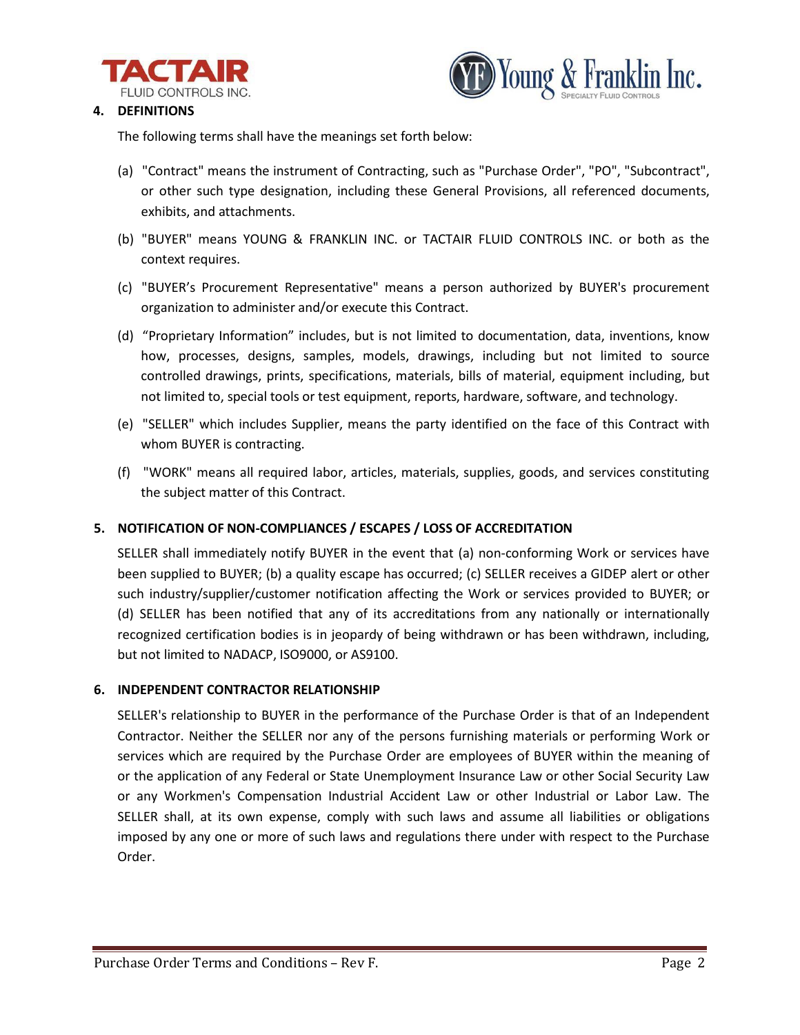## 4. DEFINITIONS

The following terms shall have the meanings set forth below:

(a) "Contract" means the instrument of Contracting, such as "Purchase Order", "PO", "Subcontract", or other such type designation, including these General Provisions, all referenced documents, exhibits, and attachments.

(b) "BUYER" means YOUNG & FRANKLIN INC. or TACTAIR FLUID CONTROLS INC. or both as the context requires.

(c) "BUYER's Procurement Representative" means a person authorized by BUYER's procurement organization to administer and/or execute this Contract.

(d) "Proprietary Information" includes, but is not limited to documentation, data, inventions, know how, processes, designs, samples, models, drawings, including but not limited to source controlled drawings, prints, specifications, materials, bills of material, equipment including, but not limited to, special tools or test equipment, reports, hardware, software, and technology.

(e) "SELLER" which includes Supplier, means the party identified on the face of this Contract with whom BUYER is contracting.

(f) "WORK" means all required labor, articles, materials, supplies, goods, and services constituting the subject matter of this Contract.

## 5. NOTIFICATION OF NON-COMPLIANCES / ESCAPES / LOSS OF ACCREDITATION

SELLER shall immediately notify BUYER in the event that (a) non-conforming Work or services have been supplied to BUYER; (b) a quality escape has occurred; (c) SELLER receives a GIDEP alert or other such industry/supplier/customer notification affecting the Work or services provided to BUYER; or (d) SELLER has been notified that any of its accreditations from any nationally or internationally recognized certification bodies is in jeopardy of being withdrawn or has been withdrawn, including, but not limited to NADACP, ISO9000, or AS9100.

## 6. INDEPENDENT CONTRACTOR RELATIONSHIP

SELLER's relationship to BUYER in the performance of the Purchase Order is that of an Independent Contractor. Neither the SELLER nor any of the persons furnishing materials or performing Work or services which are required by the Purchase Order are employees of BUYER within the meaning of or the application of any Federal or State Unemployment Insurance Law or other Social Security Law or any Workmen's Compensation Industrial Accident Law or other Industrial or Labor Law. The SELLER shall, at its own expense, comply with such laws and assume all liabilities or obligations imposed by any one or more of such laws and regulations there under with respect to the Purchase Order.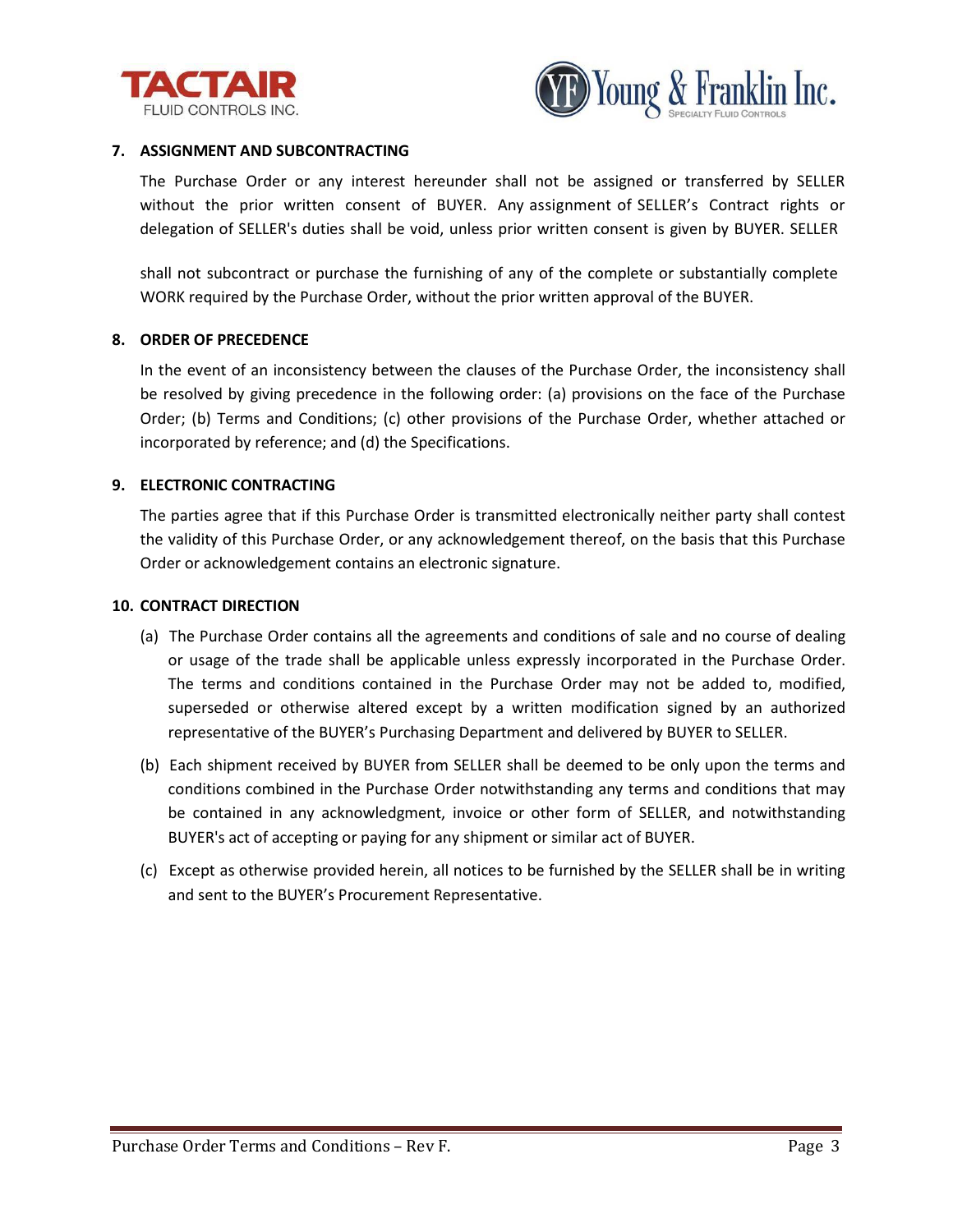## 7. ASSIGNMENT AND SUBCONTRACTING

The Purchase Order or any interest hereunder shall not be assigned or transferred by SELLER without the prior written consent of BUYER. Any assignment of SELLER's Contract rights or delegation of SELLER's duties shall be void, unless prior written consent is given by BUYER. SELLER shall not subcontract or purchase the furnishing of any of the complete or substantially complete WORK required by the Purchase Order, without the prior written approval of the BUYER.

## 8. ORDER OF PRECEDENCE

In the event of an inconsistency between the clauses of the Purchase Order, the inconsistency shall be resolved by giving precedence in the following order: (a) provisions on the face of the Purchase Order; (b) Terms and Conditions; (c) other provisions of the Purchase Order, whether attached or incorporated by reference; and (d) the Specifications.

## 9. ELECTRONIC CONTRACTING

The parties agree that if this Purchase Order is transmitted electronically neither party shall contest the validity of this Purchase Order, or any acknowledgement thereof, on the basis that this Purchase Order or acknowledgement contains an electronic signature.

## 10. CONTRACT DIRECTION

(a) The Purchase Order contains all the agreements and conditions of sale and no course of dealing or usage of the trade shall be applicable unless expressly incorporated in the Purchase Order. The terms and conditions contained in the Purchase Order may not be added to, modified, superseded or otherwise altered except by a written modification signed by an authorized representative of the BUYER's Purchasing Department and delivered by BUYER to SELLER.

(b) Each shipment received by BUYER from SELLER shall be deemed to be only upon the terms and conditions combined in the Purchase Order notwithstanding any terms and conditions that may be contained in any acknowledgment, invoice or other form of SELLER, and notwithstanding BUYER's act of accepting or paying for any shipment or similar act of BUYER.

(c) Except as otherwise provided herein, all notices to be furnished by the SELLER shall be in writing and sent to the BUYER's Procurement Representative.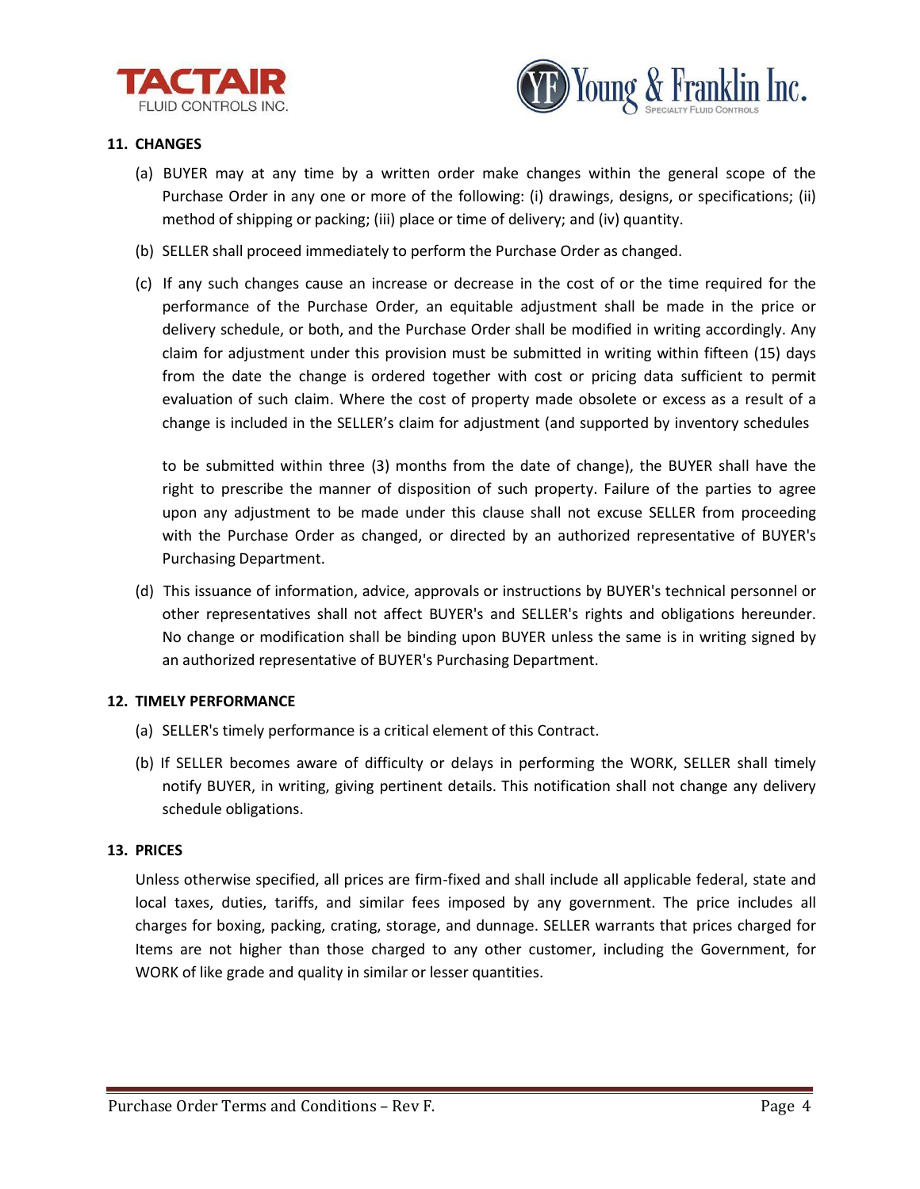## 11. CHANGES

(a) BUYER may at any time by a written order make changes within the general scope of the Purchase Order in any one or more of the following: (i) drawings, designs, or specifications; (ii) method of shipping or packing; (iii) place or time of delivery; and (iv) quantity.

(b) SELLER shall proceed immediately to perform the Purchase Order as changed.

(c) If any such changes cause an increase or decrease in the cost of or the time required for the performance of the Purchase Order, an equitable adjustment shall be made in the price or delivery schedule, or both, and the Purchase Order shall be modified in writing accordingly. Any claim for adjustment under this provision must be submitted in writing within fifteen (15) days from the date the change is ordered together with cost or pricing data sufficient to permit evaluation of such claim. Where the cost of property made obsolete or excess as a result of a change is included in the SELLER's claim for adjustment (and supported by inventory schedules to be submitted within three (3) months from the date of change), the BUYER shall have the right to prescribe the manner of disposition of such property. Failure of the parties to agree upon any adjustment to be made under this clause shall not excuse SELLER from proceeding with the Purchase Order as changed, or directed by an authorized representative of BUYER's Purchasing Department.

(d) This issuance of information, advice, approvals or instructions by BUYER's technical personnel or other representatives shall not affect BUYER's and SELLER's rights and obligations hereunder. No change or modification shall be binding upon BUYER unless the same is in writing signed by an authorized representative of BUYER's Purchasing Department.

## 12. TIMELY PERFORMANCE

(a) SELLER's timely performance is a critical element of this Contract.

(b) If SELLER becomes aware of difficulty or delays in performing the WORK, SELLER shall timely notify BUYER, in writing, giving pertinent details. This notification shall not change any delivery schedule obligations.

## 13. PRICES

Unless otherwise specified, all prices are firm-fixed and shall include all applicable federal, state and local taxes, duties, tariffs, and similar fees imposed by any government. The price includes all charges for boxing, packing, crating, storage, and dunnage. SELLER warrants that prices charged for Items are not higher than those charged to any other customer, including the Government, for WORK of like grade and quality in similar or lesser quantities.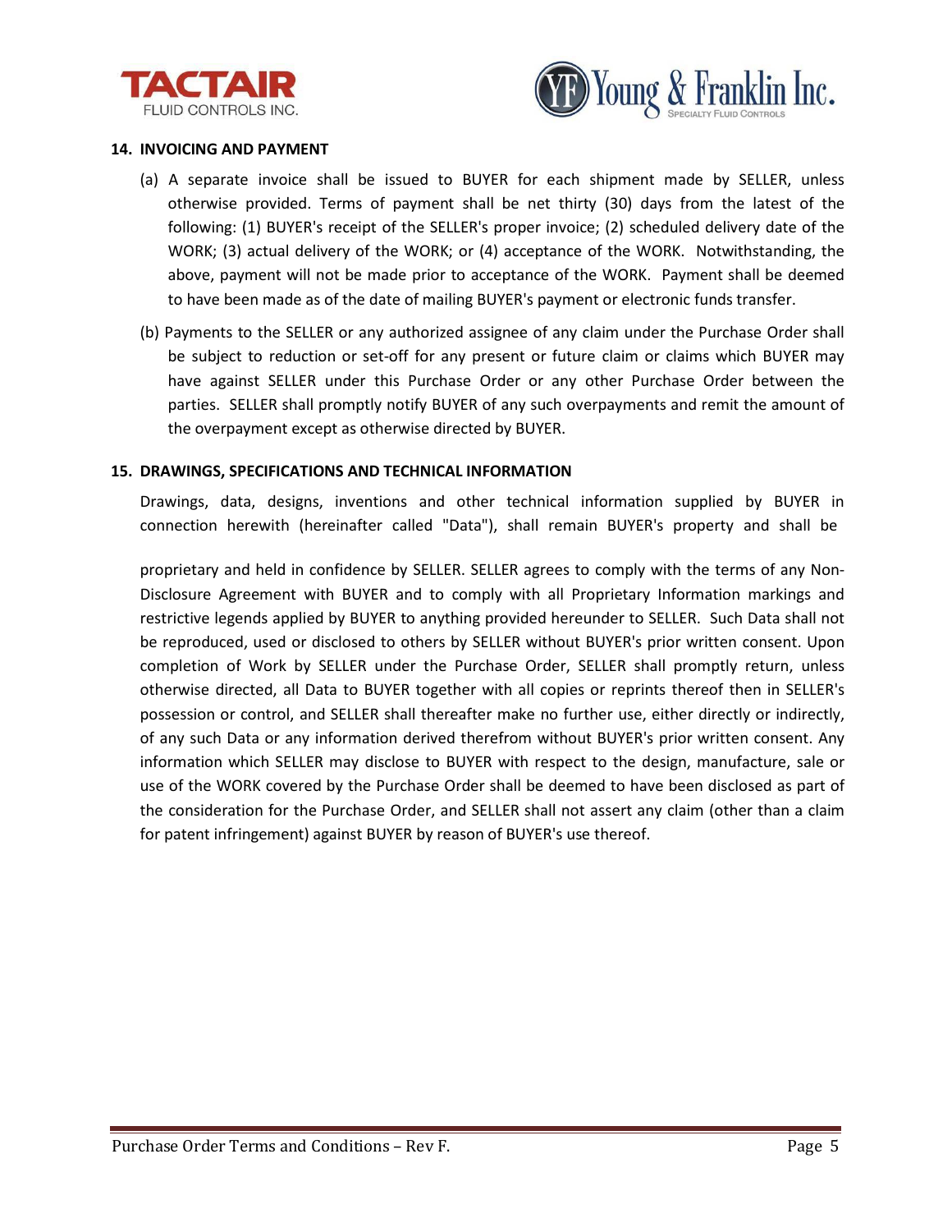## 14. INVOICING AND PAYMENT

(a) A separate invoice shall be issued to BUYER for each shipment made by SELLER, unless otherwise provided. Terms of payment shall be net thirty (30) days from the latest of the following: (1) BUYER's receipt of the SELLER's proper invoice; (2) scheduled delivery date of the WORK; (3) actual delivery of the WORK; or (4) acceptance of the WORK. Notwithstanding, the above, payment will not be made prior to acceptance of the WORK. Payment shall be deemed to have been made as of the date of mailing BUYER's payment or electronic funds transfer.

(b) Payments to the SELLER or any authorized assignee of any claim under the Purchase Order shall be subject to reduction or set-off for any present or future claim or claims which BUYER may have against SELLER under this Purchase Order or any other Purchase Order between the parties. SELLER shall promptly notify BUYER of any such overpayments and remit the amount of the overpayment except as otherwise directed by BUYER.

## 15. DRAWINGS, SPECIFICATIONS AND TECHNICAL INFORMATION

Drawings, data, designs, inventions and other technical information supplied by BUYER in connection herewith (hereinafter called "Data"), shall remain BUYER's property and shall be proprietary and held in confidence by SELLER. SELLER agrees to comply with the terms of any Non-Disclosure Agreement with BUYER and to comply with all Proprietary Information markings and restrictive legends applied by BUYER to anything provided hereunder to SELLER. Such Data shall not be reproduced, used or disclosed to others by SELLER without BUYER's prior written consent. Upon completion of Work by SELLER under the Purchase Order, SELLER shall promptly return, unless otherwise directed, all Data to BUYER together with all copies or reprints thereof then in SELLER's possession or control, and SELLER shall thereafter make no further use, either directly or indirectly, of any such Data or any information derived therefrom without BUYER's prior written consent. Any information which SELLER may disclose to BUYER with respect to the design, manufacture, sale or use of the WORK covered by the Purchase Order shall be deemed to have been disclosed as part of the consideration for the Purchase Order, and SELLER shall not assert any claim (other than a claim for patent infringement) against BUYER by reason of BUYER's use thereof.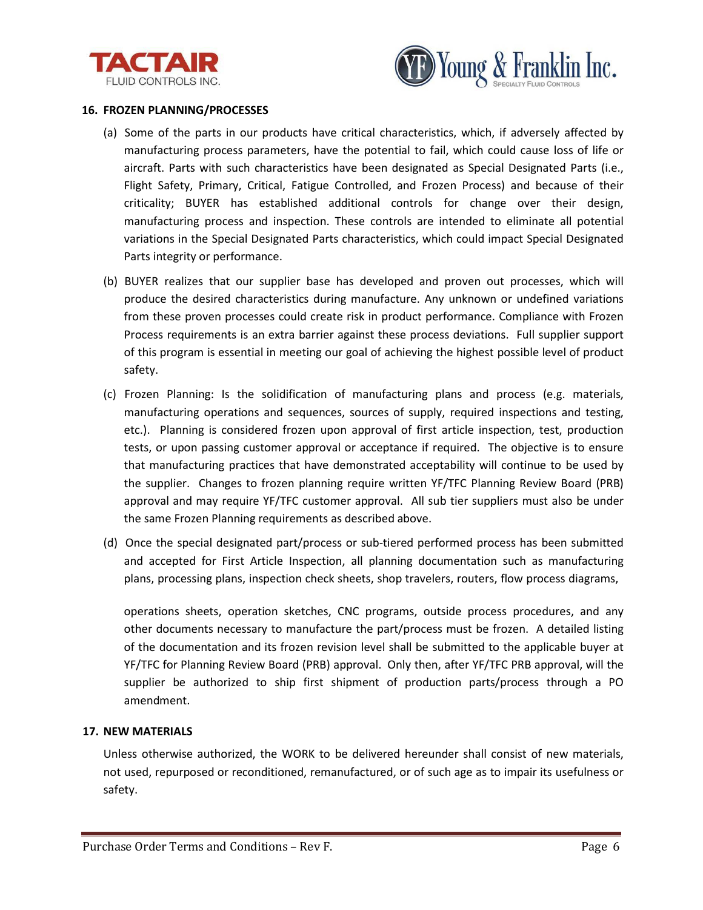## 16. FROZEN PLANNING/PROCESSES

(a) Some of the parts in our products have critical characteristics, which, if adversely affected by manufacturing process parameters, have the potential to fail, which could cause loss of life or aircraft. Parts with such characteristics have been designated as Special Designated Parts (i.e., Flight Safety, Primary, Critical, Fatigue Controlled, and Frozen Process) and because of their criticality; BUYER has established additional controls for change over their design, manufacturing process and inspection. These controls are intended to eliminate all potential variations in the Special Designated Parts characteristics, which could impact Special Designated Parts integrity or performance.

(b) BUYER realizes that our supplier base has developed and proven out processes, which will produce the desired characteristics during manufacture. Any unknown or undefined variations from these proven processes could create risk in product performance. Compliance with Frozen Process requirements is an extra barrier against these process deviations. Full supplier support of this program is essential in meeting our goal of achieving the highest possible level of product safety.

(c) Frozen Planning: Is the solidification of manufacturing plans and process (e.g. materials, manufacturing operations and sequences, sources of supply, required inspections and testing, etc.). Planning is considered frozen upon approval of first article inspection, test, production tests, or upon passing customer approval or acceptance if required. The objective is to ensure that manufacturing practices that have demonstrated acceptability will continue to be used by the supplier. Changes to frozen planning require written YF/TFC Planning Review Board (PRB) approval and may require YF/TFC customer approval. All sub tier suppliers must also be under the same Frozen Planning requirements as described above.

(d) Once the special designated part/process or sub-tiered performed process has been submitted and accepted for First Article Inspection, all planning documentation such as manufacturing plans, processing plans, inspection check sheets, shop travelers, routers, flow process diagrams, operations sheets, operation sketches, CNC programs, outside process procedures, and any other documents necessary to manufacture the part/process must be frozen. A detailed listing of the documentation and its frozen revision level shall be submitted to the applicable buyer at YF/TFC for Planning Review Board (PRB) approval. Only then, after YF/TFC PRB approval, will the supplier be authorized to ship first shipment of production parts/process through a PO amendment.

## 17. NEW MATERIALS

Unless otherwise authorized, the WORK to be delivered hereunder shall consist of new materials, not used, repurposed or reconditioned, remanufactured, or of such age as to impair its usefulness or safety.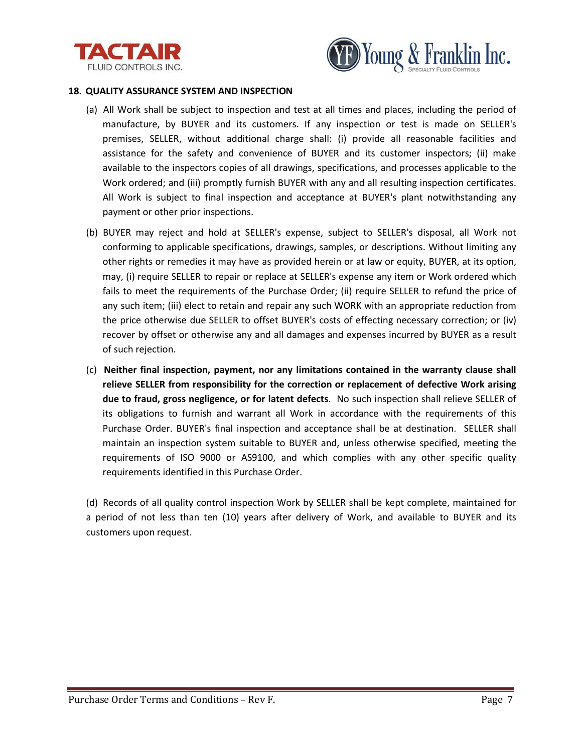## 18. QUALITY ASSURANCE SYSTEM AND INSPECTION

(a) All Work shall be subject to inspection and test at all times and places, including the period of manufacture, by BUYER and its customers. If any inspection or test is made on SELLER's premises, SELLER, without additional charge shall: (i) provide all reasonable facilities and assistance for the safety and convenience of BUYER and its customer inspectors; (ii) make available to the inspectors copies of all drawings, specifications, and processes applicable to the Work ordered; and (iii) promptly furnish BUYER with any and all resulting inspection certificates. All Work is subject to final inspection and acceptance at BUYER's plant notwithstanding any payment or other prior inspections.

(b) BUYER may reject and hold at SELLER's expense, subject to SELLER's disposal, all Work not conforming to applicable specifications, drawings, samples, or descriptions. Without limiting any other rights or remedies it may have as provided herein or at law or equity, BUYER, at its option, may, (i) require SELLER to repair or replace at SELLER's expense any item or Work ordered which fails to meet the requirements of the Purchase Order; (ii) require SELLER to refund the price of any such item; (iii) elect to retain and repair any such WORK with an appropriate reduction from the price otherwise due SELLER to offset BUYER's costs of effecting necessary correction; or (iv) recover by offset or otherwise any and all damages and expenses incurred by BUYER as a result of such rejection.

(c) **Neither final inspection, payment, nor any limitations contained in the warranty clause shall relieve SELLER from responsibility for the correction or replacement of defective Work arising due to fraud, gross negligence, or for latent defects**. No such inspection shall relieve SELLER of its obligations to furnish and warrant all Work in accordance with the requirements of this Purchase Order. BUYER's final inspection and acceptance shall be at destination. SELLER shall maintain an inspection system suitable to BUYER and, unless otherwise specified, meeting the requirements of ISO 9000 or AS9100, and which complies with any other specific quality requirements identified in this Purchase Order.

(d) Records of all quality control inspection Work by SELLER shall be kept complete, maintained for a period of not less than ten (10) years after delivery of Work, and available to BUYER and its customers upon request.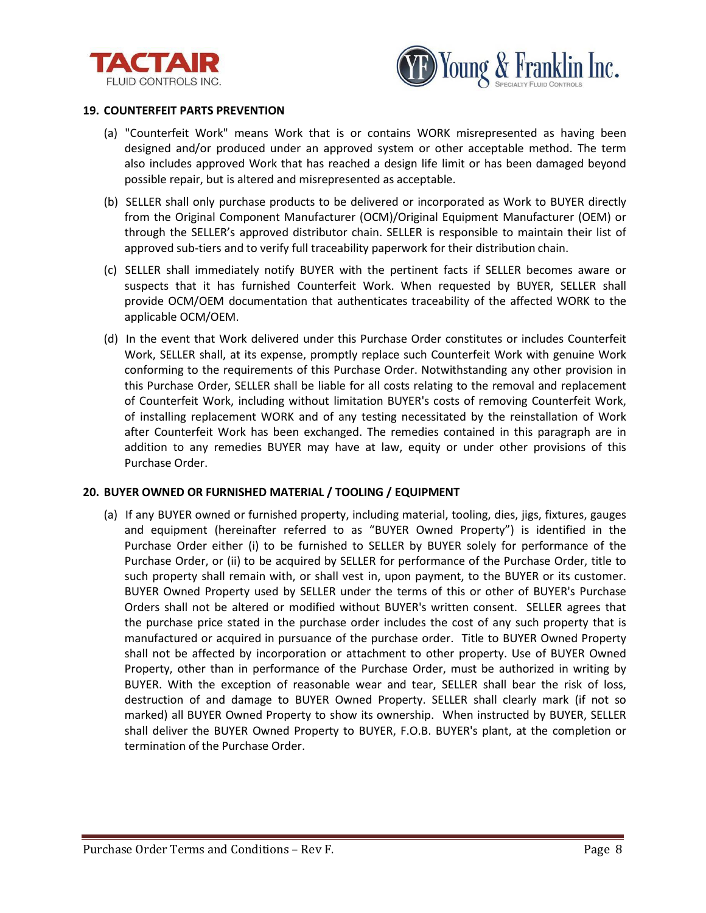## 19. COUNTERFEIT PARTS PREVENTION

(a) "Counterfeit Work" means Work that is or contains WORK misrepresented as having been designed and/or produced under an approved system or other acceptable method. The term also includes approved Work that has reached a design life limit or has been damaged beyond possible repair, but is altered and misrepresented as acceptable.

(b) SELLER shall only purchase products to be delivered or incorporated as Work to BUYER directly from the Original Component Manufacturer (OCM)/Original Equipment Manufacturer (OEM) or through the SELLER's approved distributor chain. SELLER is responsible to maintain their list of approved sub-tiers and to verify full traceability paperwork for their distribution chain.

(c) SELLER shall immediately notify BUYER with the pertinent facts if SELLER becomes aware or suspects that it has furnished Counterfeit Work. When requested by BUYER, SELLER shall provide OCM/OEM documentation that authenticates traceability of the affected WORK to the applicable OCM/OEM.

(d) In the event that Work delivered under this Purchase Order constitutes or includes Counterfeit Work, SELLER shall, at its expense, promptly replace such Counterfeit Work with genuine Work conforming to the requirements of this Purchase Order. Notwithstanding any other provision in this Purchase Order, SELLER shall be liable for all costs relating to the removal and replacement of Counterfeit Work, including without limitation BUYER's costs of removing Counterfeit Work, of installing replacement WORK and of any testing necessitated by the reinstallation of Work after Counterfeit Work has been exchanged. The remedies contained in this paragraph are in addition to any remedies BUYER may have at law, equity or under other provisions of this Purchase Order.

## 20. BUYER OWNED OR FURNISHED MATERIAL / TOOLING / EQUIPMENT

(a) If any BUYER owned or furnished property, including material, tooling, dies, jigs, fixtures, gauges and equipment (hereinafter referred to as "BUYER Owned Property") is identified in the Purchase Order either (i) to be furnished to SELLER by BUYER solely for performance of the Purchase Order, or (ii) to be acquired by SELLER for performance of the Purchase Order, title to such property shall remain with, or shall vest in, upon payment, to the BUYER or its customer. BUYER Owned Property used by SELLER under the terms of this or other of BUYER's Purchase Orders shall not be altered or modified without BUYER's written consent. SELLER agrees that the purchase price stated in the purchase order includes the cost of any such property that is manufactured or acquired in pursuance of the purchase order. Title to BUYER Owned Property shall not be affected by incorporation or attachment to other property. Use of BUYER Owned Property, other than in performance of the Purchase Order, must be authorized in writing by BUYER. With the exception of reasonable wear and tear, SELLER shall bear the risk of loss, destruction of and damage to BUYER Owned Property. SELLER shall clearly mark (if not so marked) all BUYER Owned Property to show its ownership. When instructed by BUYER, SELLER shall deliver the BUYER Owned Property to BUYER, F.O.B. BUYER's plant, at the completion or termination of the Purchase Order.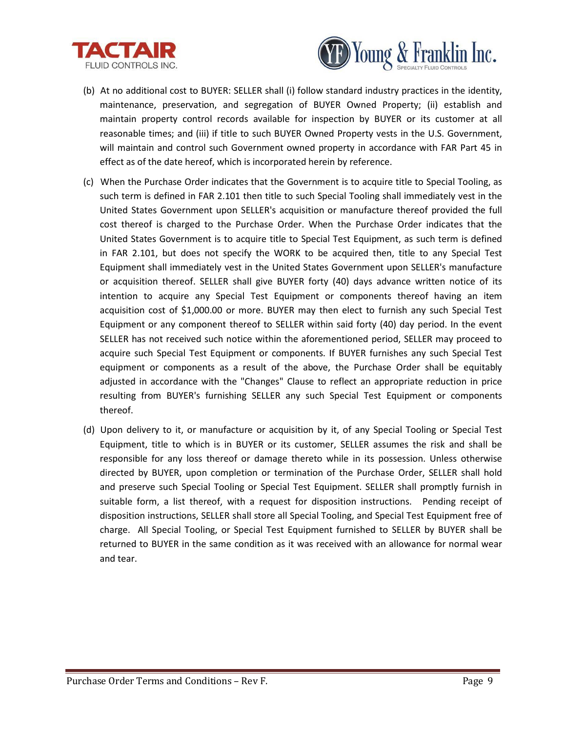(b) At no additional cost to BUYER: SELLER shall (i) follow standard industry practices in the identity, maintenance, preservation, and segregation of BUYER Owned Property; (ii) establish and maintain property control records available for inspection by BUYER or its customer at all reasonable times; and (iii) if title to such BUYER Owned Property vests in the U.S. Government, will maintain and control such Government owned property in accordance with FAR Part 45 in effect as of the date hereof, which is incorporated herein by reference.

(c) When the Purchase Order indicates that the Government is to acquire title to Special Tooling, as such term is defined in FAR 2.101 then title to such Special Tooling shall immediately vest in the United States Government upon SELLER's acquisition or manufacture thereof provided the full cost thereof is charged to the Purchase Order. When the Purchase Order indicates that the United States Government is to acquire title to Special Test Equipment, as such term is defined in FAR 2.101, but does not specify the WORK to be acquired then, title to any Special Test Equipment shall immediately vest in the United States Government upon SELLER's manufacture or acquisition thereof. SELLER shall give BUYER forty (40) days advance written notice of its intention to acquire any Special Test Equipment or components thereof having an item acquisition cost of $1,000.00 or more. BUYER may then elect to furnish any such Special Test Equipment or any component thereof to SELLER within said forty (40) day period. In the event SELLER has not received such notice within the aforementioned period, SELLER may proceed to acquire such Special Test Equipment or components. If BUYER furnishes any such Special Test equipment or components as a result of the above, the Purchase Order shall be equitably adjusted in accordance with the "Changes" Clause to reflect an appropriate reduction in price resulting from BUYER's furnishing SELLER any such Special Test Equipment or components thereof.

(d) Upon delivery to it, or manufacture or acquisition by it, of any Special Tooling or Special Test Equipment, title to which is in BUYER or its customer, SELLER assumes the risk and shall be responsible for any loss thereof or damage thereto while in its possession. Unless otherwise directed by BUYER, upon completion or termination of the Purchase Order, SELLER shall hold and preserve such Special Tooling or Special Test Equipment. SELLER shall promptly furnish in suitable form, a list thereof, with a request for disposition instructions. Pending receipt of disposition instructions, SELLER shall store all Special Tooling, and Special Test Equipment free of charge. All Special Tooling, or Special Test Equipment furnished to SELLER by BUYER shall be returned to BUYER in the same condition as it was received with an allowance for normal wear and tear.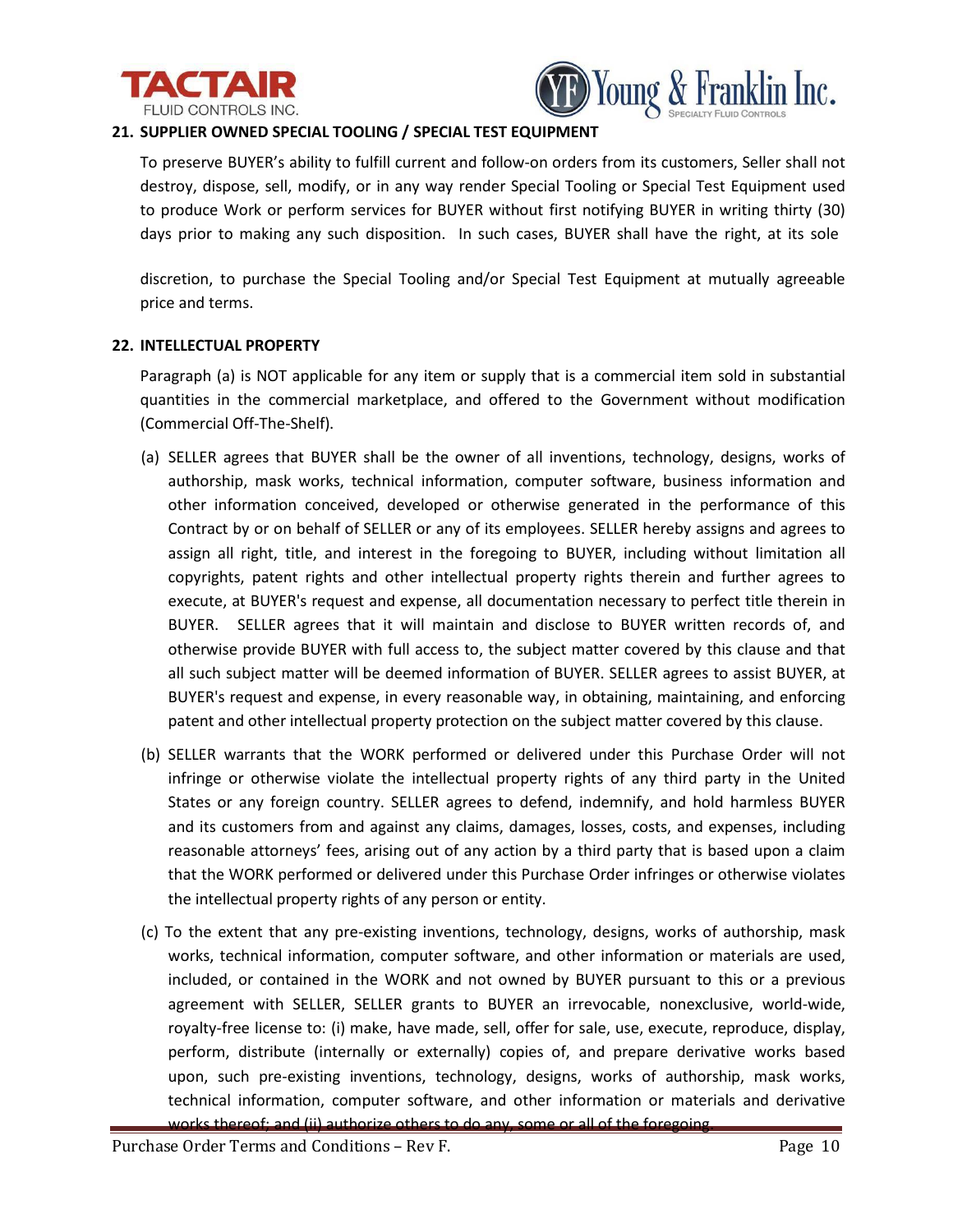## 21. SUPPLIER OWNED SPECIAL TOOLING / SPECIAL TEST EQUIPMENT

To preserve BUYER's ability to fulfill current and follow-on orders from its customers, Seller shall not destroy, dispose, sell, modify, or in any way render Special Tooling or Special Test Equipment used to produce Work or perform services for BUYER without first notifying BUYER in writing thirty (30) days prior to making any such disposition. In such cases, BUYER shall have the right, at its sole discretion, to purchase the Special Tooling and/or Special Test Equipment at mutually agreeable price and terms.

## 22. INTELLECTUAL PROPERTY

Paragraph (a) is NOT applicable for any item or supply that is a commercial item sold in substantial quantities in the commercial marketplace, and offered to the Government without modification (Commercial Off-The-Shelf).

(a) SELLER agrees that BUYER shall be the owner of all inventions, technology, designs, works of authorship, mask works, technical information, computer software, business information and other information conceived, developed or otherwise generated in the performance of this Contract by or on behalf of SELLER or any of its employees. SELLER hereby assigns and agrees to assign all right, title, and interest in the foregoing to BUYER, including without limitation all copyrights, patent rights and other intellectual property rights therein and further agrees to execute, at BUYER's request and expense, all documentation necessary to perfect title therein in BUYER. SELLER agrees that it will maintain and disclose to BUYER written records of, and otherwise provide BUYER with full access to, the subject matter covered by this clause and that all such subject matter will be deemed information of BUYER. SELLER agrees to assist BUYER, at BUYER's request and expense, in every reasonable way, in obtaining, maintaining, and enforcing patent and other intellectual property protection on the subject matter covered by this clause.

(b) SELLER warrants that the WORK performed or delivered under this Purchase Order will not infringe or otherwise violate the intellectual property rights of any third party in the United States or any foreign country. SELLER agrees to defend, indemnify, and hold harmless BUYER and its customers from and against any claims, damages, losses, costs, and expenses, including reasonable attorneys' fees, arising out of any action by a third party that is based upon a claim that the WORK performed or delivered under this Purchase Order infringes or otherwise violates the intellectual property rights of any person or entity.

(c) To the extent that any pre-existing inventions, technology, designs, works of authorship, mask works, technical information, computer software, and other information or materials are used, included, or contained in the WORK and not owned by BUYER pursuant to this or a previous agreement with SELLER, SELLER grants to BUYER an irrevocable, nonexclusive, world-wide, royalty-free license to: (i) make, have made, sell, offer for sale, use, execute, reproduce, display, perform, distribute (internally or externally) copies of, and prepare derivative works based upon, such pre-existing inventions, technology, designs, works of authorship, mask works, technical information, computer software, and other information or materials and derivative works thereof; and (ii) authorize others to do any, some or all of the foregoing.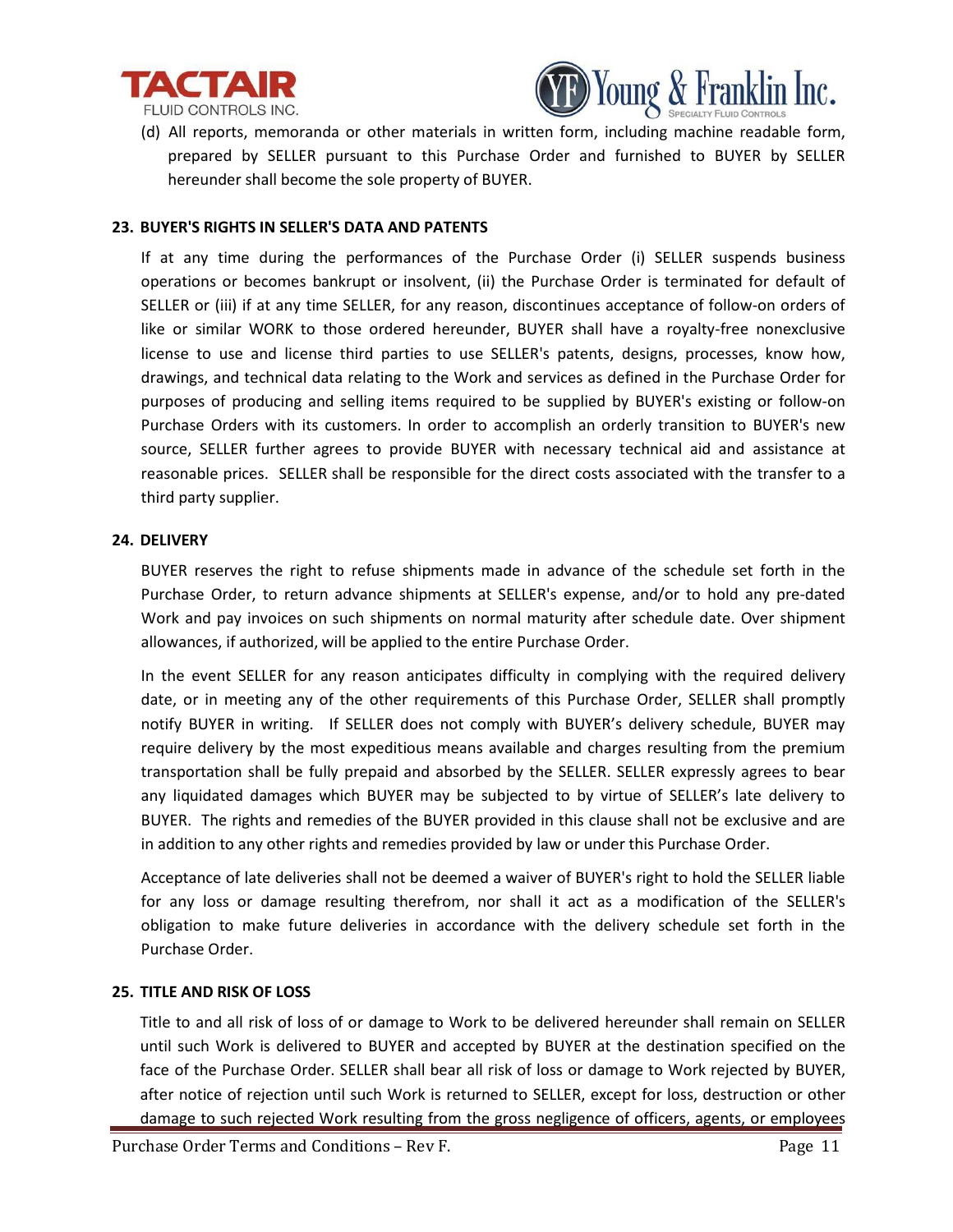(d) All reports, memoranda or other materials in written form, including machine readable form, prepared by SELLER pursuant to this Purchase Order and furnished to BUYER by SELLER hereunder shall become the sole property of BUYER.

## 23. BUYER'S RIGHTS IN SELLER'S DATA AND PATENTS

If at any time during the performances of the Purchase Order (i) SELLER suspends business operations or becomes bankrupt or insolvent, (ii) the Purchase Order is terminated for default of SELLER or (iii) if at any time SELLER, for any reason, discontinues acceptance of follow-on orders of like or similar WORK to those ordered hereunder, BUYER shall have a royalty-free nonexclusive license to use and license third parties to use SELLER's patents, designs, processes, know how, drawings, and technical data relating to the Work and services as defined in the Purchase Order for purposes of producing and selling items required to be supplied by BUYER's existing or follow-on Purchase Orders with its customers. In order to accomplish an orderly transition to BUYER's new source, SELLER further agrees to provide BUYER with necessary technical aid and assistance at reasonable prices. SELLER shall be responsible for the direct costs associated with the transfer to a third party supplier.

## 24. DELIVERY

BUYER reserves the right to refuse shipments made in advance of the schedule set forth in the Purchase Order, to return advance shipments at SELLER's expense, and/or to hold any pre-dated Work and pay invoices on such shipments on normal maturity after schedule date. Over shipment allowances, if authorized, will be applied to the entire Purchase Order.

In the event SELLER for any reason anticipates difficulty in complying with the required delivery date, or in meeting any of the other requirements of this Purchase Order, SELLER shall promptly notify BUYER in writing. If SELLER does not comply with BUYER's delivery schedule, BUYER may require delivery by the most expeditious means available and charges resulting from the premium transportation shall be fully prepaid and absorbed by the SELLER. SELLER expressly agrees to bear any liquidated damages which BUYER may be subjected to by virtue of SELLER's late delivery to BUYER. The rights and remedies of the BUYER provided in this clause shall not be exclusive and are in addition to any other rights and remedies provided by law or under this Purchase Order.

Acceptance of late deliveries shall not be deemed a waiver of BUYER's right to hold the SELLER liable for any loss or damage resulting therefrom, nor shall it act as a modification of the SELLER's obligation to make future deliveries in accordance with the delivery schedule set forth in the Purchase Order.

## 25. TITLE AND RISK OF LOSS

Title to and all risk of loss of or damage to Work to be delivered hereunder shall remain on SELLER until such Work is delivered to BUYER and accepted by BUYER at the destination specified on the face of the Purchase Order. SELLER shall bear all risk of loss or damage to Work rejected by BUYER, after notice of rejection until such Work is returned to SELLER, except for loss, destruction or other damage to such rejected Work resulting from the gross negligence of officers, agents, or employees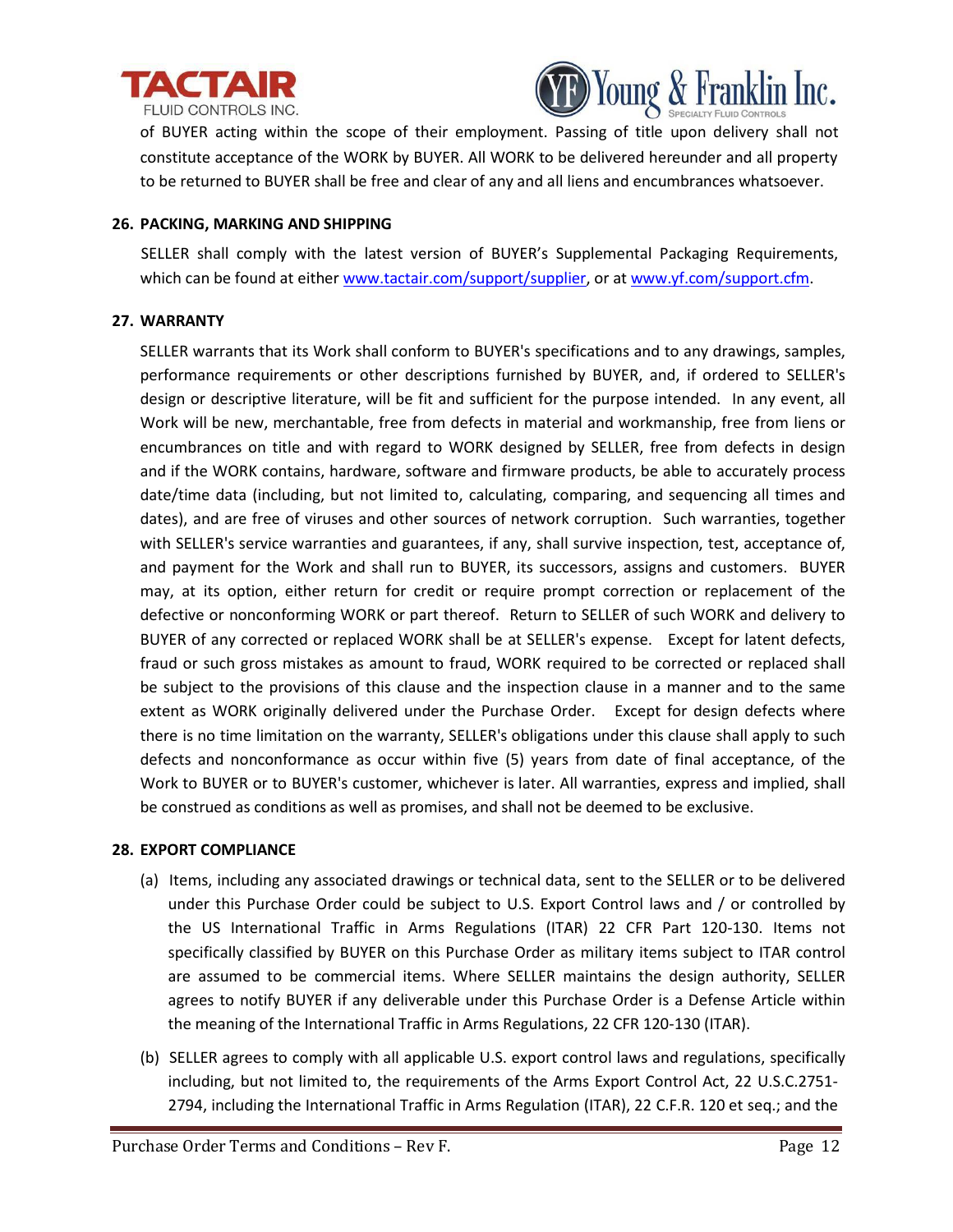of BUYER acting within the scope of their employment. Passing of title upon delivery shall not constitute acceptance of the WORK by BUYER. All WORK to be delivered hereunder and all property to be returned to BUYER shall be free and clear of any and all liens and encumbrances whatsoever.

**26. PACKING, MARKING AND SHIPPING**

SELLER shall comply with the latest version of BUYER's Supplemental Packaging Requirements, which can be found at either [www.tactair.com/support/supplier](www.tactair.com/support/supplier), or at [www.yf.com/support.cfm](www.yf.com/support.cfm).

**27. WARRANTY**

SELLER warrants that its Work shall conform to BUYER's specifications and to any drawings, samples, performance requirements or other descriptions furnished by BUYER, and, if ordered to SELLER's design or descriptive literature, will be fit and sufficient for the purpose intended. In any event, all Work will be new, merchantable, free from defects in material and workmanship, free from liens or encumbrances on title and with regard to WORK designed by SELLER, free from defects in design and if the WORK contains, hardware, software and firmware products, be able to accurately process date/time data (including, but not limited to, calculating, comparing, and sequencing all times and dates), and are free of viruses and other sources of network corruption. Such warranties, together with SELLER's service warranties and guarantees, if any, shall survive inspection, test, acceptance of, and payment for the Work and shall run to BUYER, its successors, assigns and customers. BUYER may, at its option, either return for credit or require prompt correction or replacement of the defective or nonconforming WORK or part thereof. Return to SELLER of such WORK and delivery to BUYER of any corrected or replaced WORK shall be at SELLER's expense. Except for latent defects, fraud or such gross mistakes as amount to fraud, WORK required to be corrected or replaced shall be subject to the provisions of this clause and the inspection clause in a manner and to the same extent as WORK originally delivered under the Purchase Order. Except for design defects where there is no time limitation on the warranty, SELLER's obligations under this clause shall apply to such defects and nonconformance as occur within five (5) years from date of final acceptance, of the Work to BUYER or to BUYER's customer, whichever is later. All warranties, express and implied, shall be construed as conditions as well as promises, and shall not be deemed to be exclusive.

**28. EXPORT COMPLIANCE**

(a) Items, including any associated drawings or technical data, sent to the SELLER or to be delivered under this Purchase Order could be subject to U.S. Export Control laws and / or controlled by the US International Traffic in Arms Regulations (ITAR) 22 CFR Part 120-130. Items not specifically classified by BUYER on this Purchase Order as military items subject to ITAR control are assumed to be commercial items. Where SELLER maintains the design authority, SELLER agrees to notify BUYER if any deliverable under this Purchase Order is a Defense Article within the meaning of the International Traffic in Arms Regulations, 22 CFR 120-130 (ITAR).

(b) SELLER agrees to comply with all applicable U.S. export control laws and regulations, specifically including, but not limited to, the requirements of the Arms Export Control Act, 22 U.S.C.2751-2794, including the International Traffic in Arms Regulation (ITAR), 22 C.F.R. 120 et seq.; and the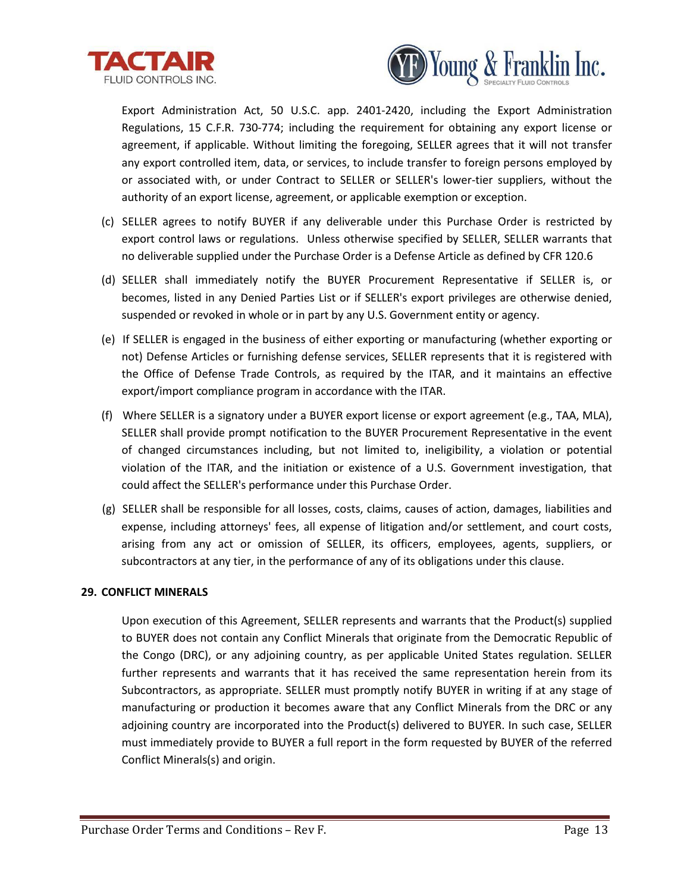Export Administration Act, 50 U.S.C. app. 2401-2420, including the Export Administration Regulations, 15 C.F.R. 730-774; including the requirement for obtaining any export license or agreement, if applicable. Without limiting the foregoing, SELLER agrees that it will not transfer any export controlled item, data, or services, to include transfer to foreign persons employed by or associated with, or under Contract to SELLER or SELLER's lower-tier suppliers, without the authority of an export license, agreement, or applicable exemption or exception.

(c) SELLER agrees to notify BUYER if any deliverable under this Purchase Order is restricted by export control laws or regulations. Unless otherwise specified by SELLER, SELLER warrants that no deliverable supplied under the Purchase Order is a Defense Article as defined by CFR 120.6

(d) SELLER shall immediately notify the BUYER Procurement Representative if SELLER is, or becomes, listed in any Denied Parties List or if SELLER's export privileges are otherwise denied, suspended or revoked in whole or in part by any U.S. Government entity or agency.

(e) If SELLER is engaged in the business of either exporting or manufacturing (whether exporting or not) Defense Articles or furnishing defense services, SELLER represents that it is registered with the Office of Defense Trade Controls, as required by the ITAR, and it maintains an effective export/import compliance program in accordance with the ITAR.

(f) Where SELLER is a signatory under a BUYER export license or export agreement (e.g., TAA, MLA), SELLER shall provide prompt notification to the BUYER Procurement Representative in the event of changed circumstances including, but not limited to, ineligibility, a violation or potential violation of the ITAR, and the initiation or existence of a U.S. Government investigation, that could affect the SELLER's performance under this Purchase Order.

(g) SELLER shall be responsible for all losses, costs, claims, causes of action, damages, liabilities and expense, including attorneys' fees, all expense of litigation and/or settlement, and court costs, arising from any act or omission of SELLER, its officers, employees, agents, suppliers, or subcontractors at any tier, in the performance of any of its obligations under this clause.

## 29. CONFLICT MINERALS

Upon execution of this Agreement, SELLER represents and warrants that the Product(s) supplied to BUYER does not contain any Conflict Minerals that originate from the Democratic Republic of the Congo (DRC), or any adjoining country, as per applicable United States regulation. SELLER further represents and warrants that it has received the same representation herein from its Subcontractors, as appropriate. SELLER must promptly notify BUYER in writing if at any stage of manufacturing or production it becomes aware that any Conflict Minerals from the DRC or any adjoining country are incorporated into the Product(s) delivered to BUYER. In such case, SELLER must immediately provide to BUYER a full report in the form requested by BUYER of the referred Conflict Minerals(s) and origin.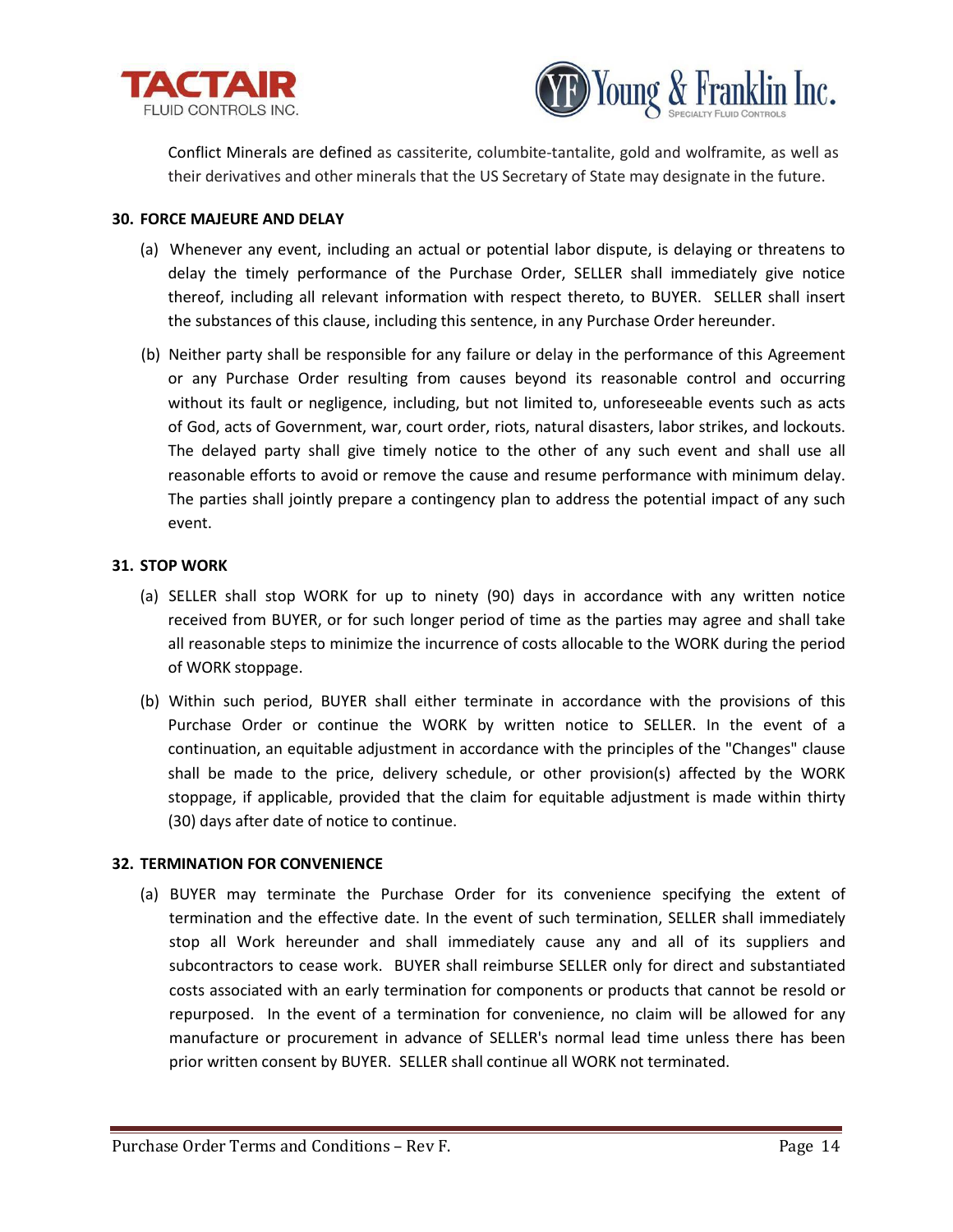Conflict Minerals are defined as cassiterite, columbite-tantalite, gold and wolframite, as well as their derivatives and other minerals that the US Secretary of State may designate in the future.

**30. FORCE MAJEURE AND DELAY**

(a) Whenever any event, including an actual or potential labor dispute, is delaying or threatens to delay the timely performance of the Purchase Order, SELLER shall immediately give notice thereof, including all relevant information with respect thereto, to BUYER. SELLER shall insert the substances of this clause, including this sentence, in any Purchase Order hereunder.

(b) Neither party shall be responsible for any failure or delay in the performance of this Agreement or any Purchase Order resulting from causes beyond its reasonable control and occurring without its fault or negligence, including, but not limited to, unforeseeable events such as acts of God, acts of Government, war, court order, riots, natural disasters, labor strikes, and lockouts. The delayed party shall give timely notice to the other of any such event and shall use all reasonable efforts to avoid or remove the cause and resume performance with minimum delay. The parties shall jointly prepare a contingency plan to address the potential impact of any such event.

**31. STOP WORK**

(a) SELLER shall stop WORK for up to ninety (90) days in accordance with any written notice received from BUYER, or for such longer period of time as the parties may agree and shall take all reasonable steps to minimize the incurrence of costs allocable to the WORK during the period of WORK stoppage.

(b) Within such period, BUYER shall either terminate in accordance with the provisions of this Purchase Order or continue the WORK by written notice to SELLER. In the event of a continuation, an equitable adjustment in accordance with the principles of the "Changes" clause shall be made to the price, delivery schedule, or other provision(s) affected by the WORK stoppage, if applicable, provided that the claim for equitable adjustment is made within thirty (30) days after date of notice to continue.

**32. TERMINATION FOR CONVENIENCE**

(a) BUYER may terminate the Purchase Order for its convenience specifying the extent of termination and the effective date. In the event of such termination, SELLER shall immediately stop all Work hereunder and shall immediately cause any and all of its suppliers and subcontractors to cease work. BUYER shall reimburse SELLER only for direct and substantiated costs associated with an early termination for components or products that cannot be resold or repurposed. In the event of a termination for convenience, no claim will be allowed for any manufacture or procurement in advance of SELLER's normal lead time unless there has been prior written consent by BUYER. SELLER shall continue all WORK not terminated.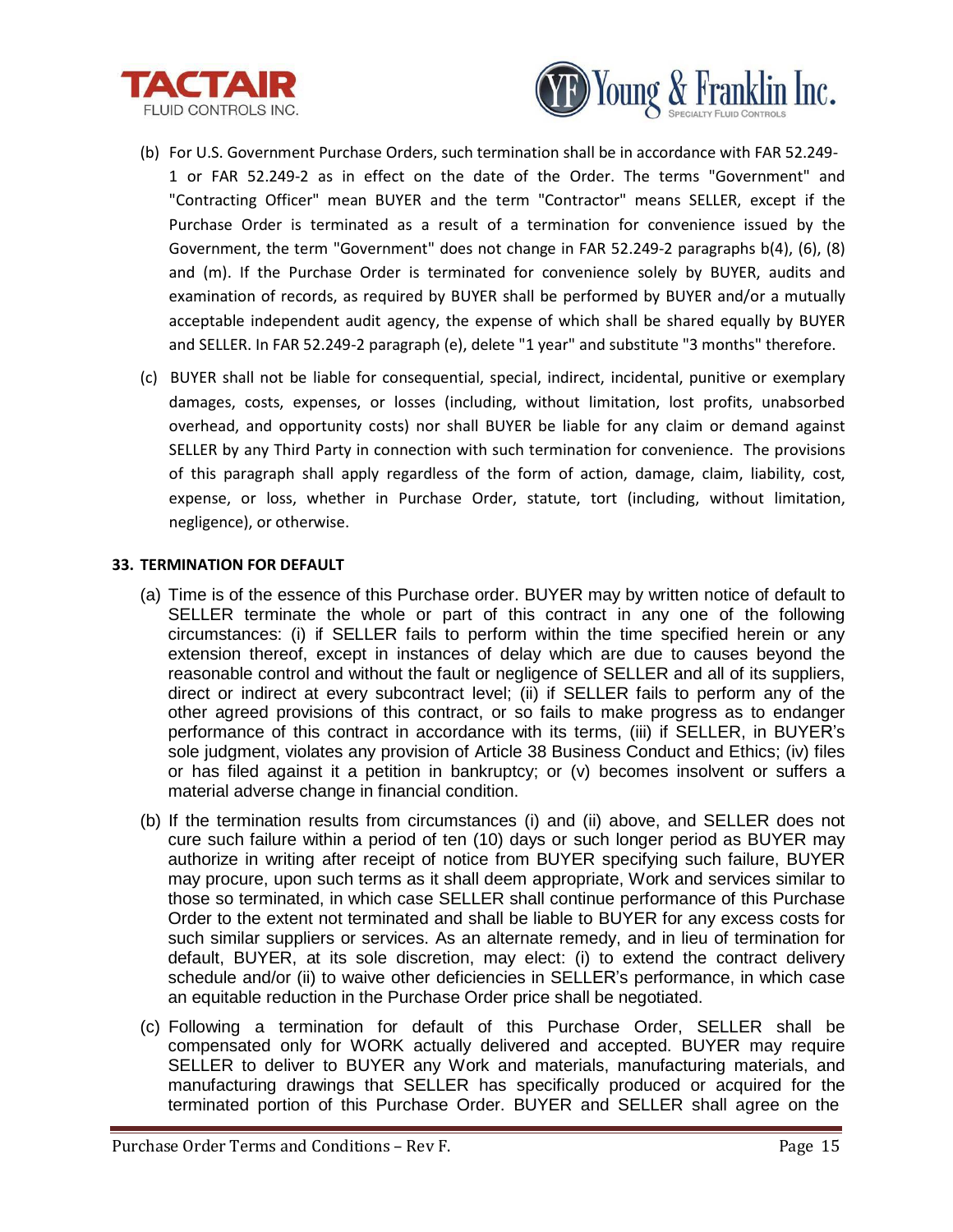(b) For U.S. Government Purchase Orders, such termination shall be in accordance with FAR 52.249-1 or FAR 52.249-2 as in effect on the date of the Order. The terms "Government" and "Contracting Officer" mean BUYER and the term "Contractor" means SELLER, except if the Purchase Order is terminated as a result of a termination for convenience issued by the Government, the term "Government" does not change in FAR 52.249-2 paragraphs b(4), (6), (8) and (m). If the Purchase Order is terminated for convenience solely by BUYER, audits and examination of records, as required by BUYER shall be performed by BUYER and/or a mutually acceptable independent audit agency, the expense of which shall be shared equally by BUYER and SELLER. In FAR 52.249-2 paragraph (e), delete "1 year" and substitute "3 months" therefore.

(c) BUYER shall not be liable for consequential, special, indirect, incidental, punitive or exemplary damages, costs, expenses, or losses (including, without limitation, lost profits, unabsorbed overhead, and opportunity costs) nor shall BUYER be liable for any claim or demand against SELLER by any Third Party in connection with such termination for convenience. The provisions of this paragraph shall apply regardless of the form of action, damage, claim, liability, cost, expense, or loss, whether in Purchase Order, statute, tort (including, without limitation, negligence), or otherwise.

**33. TERMINATION FOR DEFAULT**

(a) Time is of the essence of this Purchase order. BUYER may by written notice of default to SELLER terminate the whole or part of this contract in any one of the following circumstances: (i) if SELLER fails to perform within the time specified herein or any extension thereof, except in instances of delay which are due to causes beyond the reasonable control and without the fault or negligence of SELLER and all of its suppliers, direct or indirect at every subcontract level; (ii) if SELLER fails to perform any of the other agreed provisions of this contract, or so fails to make progress as to endanger performance of this contract in accordance with its terms, (iii) if SELLER, in BUYER's sole judgment, violates any provision of Article 38 Business Conduct and Ethics; (iv) files or has filed against it a petition in bankruptcy; or (v) becomes insolvent or suffers a material adverse change in financial condition.

(b) If the termination results from circumstances (i) and (ii) above, and SELLER does not cure such failure within a period of ten (10) days or such longer period as BUYER may authorize in writing after receipt of notice from BUYER specifying such failure, BUYER may procure, upon such terms as it shall deem appropriate, Work and services similar to those so terminated, in which case SELLER shall continue performance of this Purchase Order to the extent not terminated and shall be liable to BUYER for any excess costs for such similar suppliers or services. As an alternate remedy, and in lieu of termination for default, BUYER, at its sole discretion, may elect: (i) to extend the contract delivery schedule and/or (ii) to waive other deficiencies in SELLER's performance, in which case an equitable reduction in the Purchase Order price shall be negotiated.

(c) Following a termination for default of this Purchase Order, SELLER shall be compensated only for WORK actually delivered and accepted. BUYER may require SELLER to deliver to BUYER any Work and materials, manufacturing materials, and manufacturing drawings that SELLER has specifically produced or acquired for the terminated portion of this Purchase Order. BUYER and SELLER shall agree on the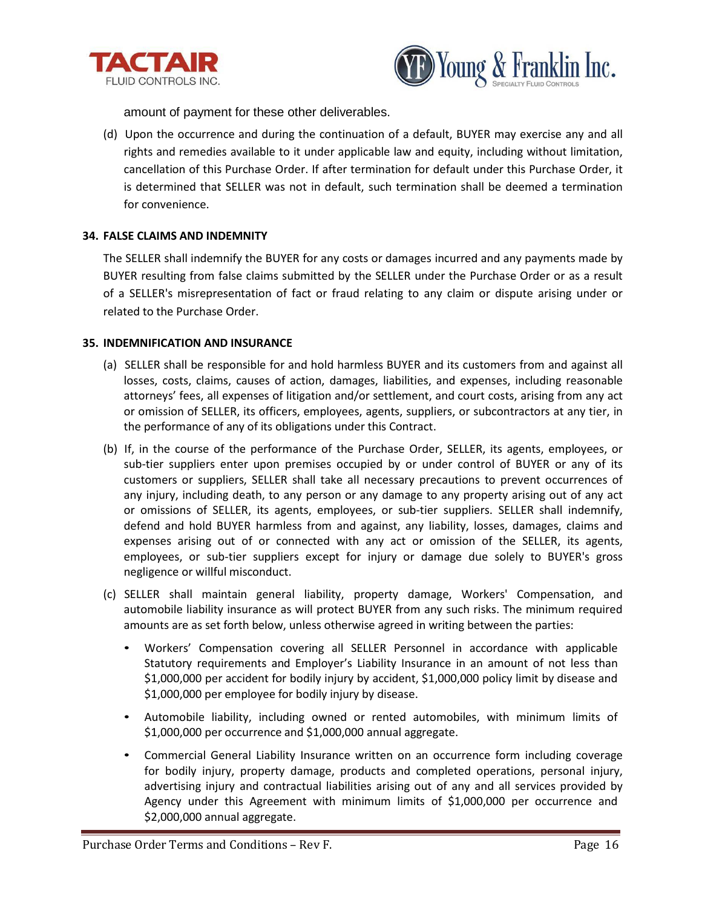amount of payment for these other deliverables.

(d) Upon the occurrence and during the continuation of a default, BUYER may exercise any and all rights and remedies available to it under applicable law and equity, including without limitation, cancellation of this Purchase Order. If after termination for default under this Purchase Order, it is determined that SELLER was not in default, such termination shall be deemed a termination for convenience.

**34. FALSE CLAIMS AND INDEMNITY**

The SELLER shall indemnify the BUYER for any costs or damages incurred and any payments made by BUYER resulting from false claims submitted by the SELLER under the Purchase Order or as a result of a SELLER's misrepresentation of fact or fraud relating to any claim or dispute arising under or related to the Purchase Order.

**35. INDEMNIFICATION AND INSURANCE**

(a) SELLER shall be responsible for and hold harmless BUYER and its customers from and against all losses, costs, claims, causes of action, damages, liabilities, and expenses, including reasonable attorneys' fees, all expenses of litigation and/or settlement, and court costs, arising from any act or omission of SELLER, its officers, employees, agents, suppliers, or subcontractors at any tier, in the performance of any of its obligations under this Contract.

(b) If, in the course of the performance of the Purchase Order, SELLER, its agents, employees, or sub-tier suppliers enter upon premises occupied by or under control of BUYER or any of its customers or suppliers, SELLER shall take all necessary precautions to prevent occurrences of any injury, including death, to any person or any damage to any property arising out of any act or omissions of SELLER, its agents, employees, or sub-tier suppliers. SELLER shall indemnify, defend and hold BUYER harmless from and against, any liability, losses, damages, claims and expenses arising out of or connected with any act or omission of the SELLER, its agents, employees, or sub-tier suppliers except for injury or damage due solely to BUYER's gross negligence or willful misconduct.

(c) SELLER shall maintain general liability, property damage, Workers' Compensation, and automobile liability insurance as will protect BUYER from any such risks. The minimum required amounts are as set forth below, unless otherwise agreed in writing between the parties:

- Workers' Compensation covering all SELLER Personnel in accordance with applicable Statutory requirements and Employer's Liability Insurance in an amount of not less than $1,000,000 per accident for bodily injury by accident, $1,000,000 policy limit by disease and $1,000,000 per employee for bodily injury by disease.
- Automobile liability, including owned or rented automobiles, with minimum limits of $1,000,000 per occurrence and $1,000,000 annual aggregate.
- Commercial General Liability Insurance written on an occurrence form including coverage for bodily injury, property damage, products and completed operations, personal injury, advertising injury and contractual liabilities arising out of any and all services provided by Agency under this Agreement with minimum limits of $1,000,000 per occurrence and $2,000,000 annual aggregate.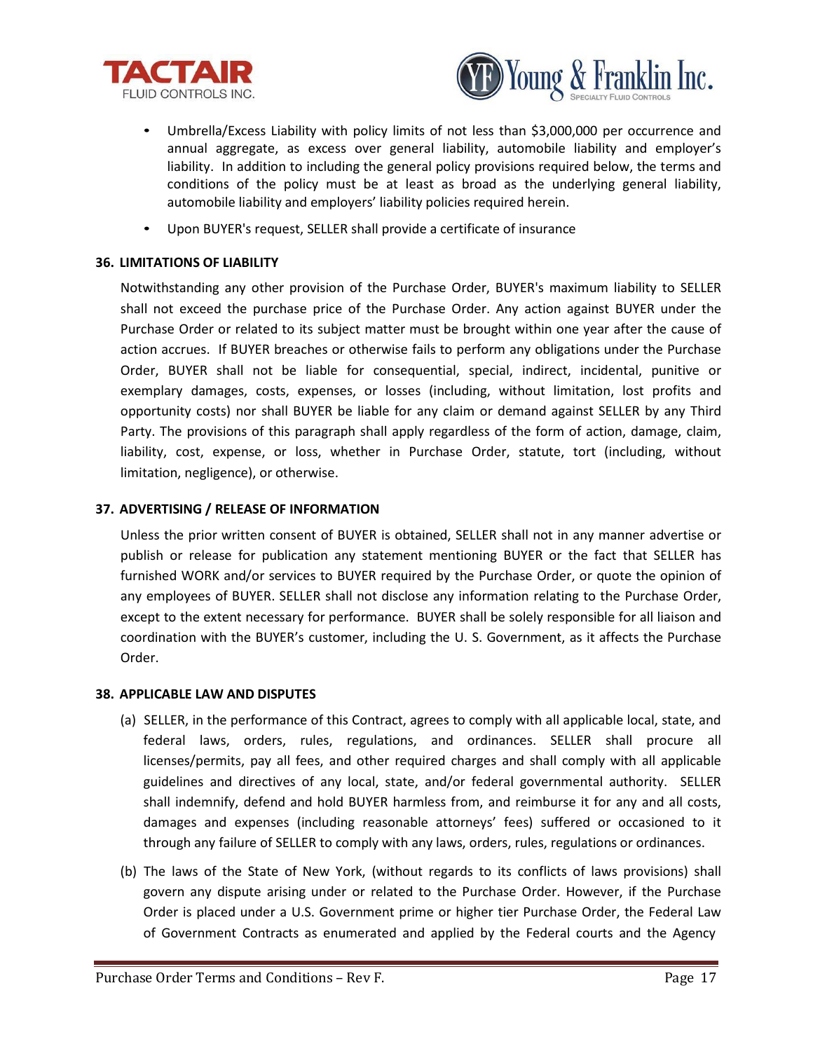- Umbrella/Excess Liability with policy limits of not less than $3,000,000 per occurrence and annual aggregate, as excess over general liability, automobile liability and employer's liability. In addition to including the general policy provisions required below, the terms and conditions of the policy must be at least as broad as the underlying general liability, automobile liability and employers' liability policies required herein.
- Upon BUYER's request, SELLER shall provide a certificate of insurance

**36. LIMITATIONS OF LIABILITY**

Notwithstanding any other provision of the Purchase Order, BUYER's maximum liability to SELLER shall not exceed the purchase price of the Purchase Order. Any action against BUYER under the Purchase Order or related to its subject matter must be brought within one year after the cause of action accrues. If BUYER breaches or otherwise fails to perform any obligations under the Purchase Order, BUYER shall not be liable for consequential, special, indirect, incidental, punitive or exemplary damages, costs, expenses, or losses (including, without limitation, lost profits and opportunity costs) nor shall BUYER be liable for any claim or demand against SELLER by any Third Party. The provisions of this paragraph shall apply regardless of the form of action, damage, claim, liability, cost, expense, or loss, whether in Purchase Order, statute, tort (including, without limitation, negligence), or otherwise.

**37. ADVERTISING / RELEASE OF INFORMATION**

Unless the prior written consent of BUYER is obtained, SELLER shall not in any manner advertise or publish or release for publication any statement mentioning BUYER or the fact that SELLER has furnished WORK and/or services to BUYER required by the Purchase Order, or quote the opinion of any employees of BUYER. SELLER shall not disclose any information relating to the Purchase Order, except to the extent necessary for performance. BUYER shall be solely responsible for all liaison and coordination with the BUYER's customer, including the U. S. Government, as it affects the Purchase Order.

**38. APPLICABLE LAW AND DISPUTES**

(a) SELLER, in the performance of this Contract, agrees to comply with all applicable local, state, and federal laws, orders, rules, regulations, and ordinances. SELLER shall procure all licenses/permits, pay all fees, and other required charges and shall comply with all applicable guidelines and directives of any local, state, and/or federal governmental authority. SELLER shall indemnify, defend and hold BUYER harmless from, and reimburse it for any and all costs, damages and expenses (including reasonable attorneys' fees) suffered or occasioned to it through any failure of SELLER to comply with any laws, orders, rules, regulations or ordinances.

(b) The laws of the State of New York, (without regards to its conflicts of laws provisions) shall govern any dispute arising under or related to the Purchase Order. However, if the Purchase Order is placed under a U.S. Government prime or higher tier Purchase Order, the Federal Law of Government Contracts as enumerated and applied by the Federal courts and the Agency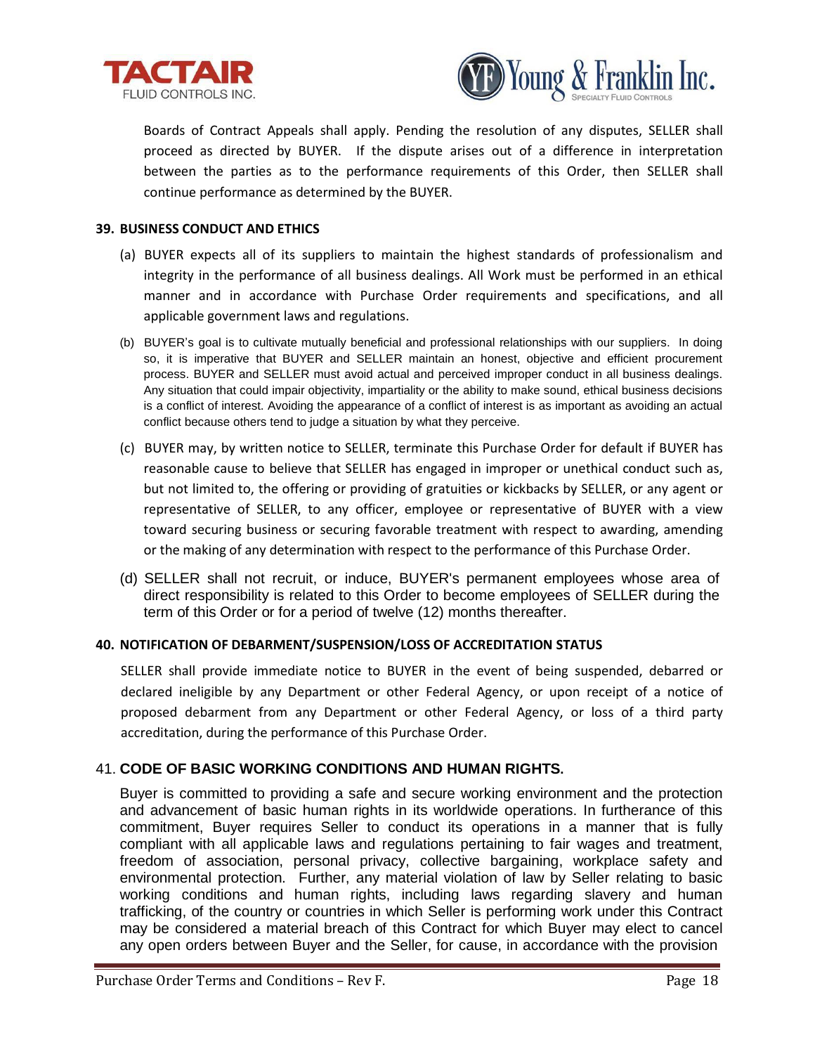Boards of Contract Appeals shall apply. Pending the resolution of any disputes, SELLER shall proceed as directed by BUYER. If the dispute arises out of a difference in interpretation between the parties as to the performance requirements of this Order, then SELLER shall continue performance as determined by the BUYER.

**39. BUSINESS CONDUCT AND ETHICS**

(a) BUYER expects all of its suppliers to maintain the highest standards of professionalism and integrity in the performance of all business dealings. All Work must be performed in an ethical manner and in accordance with Purchase Order requirements and specifications, and all applicable government laws and regulations.

(b) BUYER's goal is to cultivate mutually beneficial and professional relationships with our suppliers. In doing so, it is imperative that BUYER and SELLER maintain an honest, objective and efficient procurement process. BUYER and SELLER must avoid actual and perceived improper conduct in all business dealings. Any situation that could impair objectivity, impartiality or the ability to make sound, ethical business decisions is a conflict of interest. Avoiding the appearance of a conflict of interest is as important as avoiding an actual conflict because others tend to judge a situation by what they perceive.

(c) BUYER may, by written notice to SELLER, terminate this Purchase Order for default if BUYER has reasonable cause to believe that SELLER has engaged in improper or unethical conduct such as, but not limited to, the offering or providing of gratuities or kickbacks by SELLER, or any agent or representative of SELLER, to any officer, employee or representative of BUYER with a view toward securing business or securing favorable treatment with respect to awarding, amending or the making of any determination with respect to the performance of this Purchase Order.

(d) SELLER shall not recruit, or induce, BUYER's permanent employees whose area of direct responsibility is related to this Order to become employees of SELLER during the term of this Order or for a period of twelve (12) months thereafter.

**40. NOTIFICATION OF DEBARMENT/SUSPENSION/LOSS OF ACCREDITATION STATUS**

SELLER shall provide immediate notice to BUYER in the event of being suspended, debarred or declared ineligible by any Department or other Federal Agency, or upon receipt of a notice of proposed debarment from any Department or other Federal Agency, or loss of a third party accreditation, during the performance of this Purchase Order.

41. **CODE OF BASIC WORKING CONDITIONS AND HUMAN RIGHTS.**

Buyer is committed to providing a safe and secure working environment and the protection and advancement of basic human rights in its worldwide operations. In furtherance of this commitment, Buyer requires Seller to conduct its operations in a manner that is fully compliant with all applicable laws and regulations pertaining to fair wages and treatment, freedom of association, personal privacy, collective bargaining, workplace safety and environmental protection. Further, any material violation of law by Seller relating to basic working conditions and human rights, including laws regarding slavery and human trafficking, of the country or countries in which Seller is performing work under this Contract may be considered a material breach of this Contract for which Buyer may elect to cancel any open orders between Buyer and the Seller, for cause, in accordance with the provision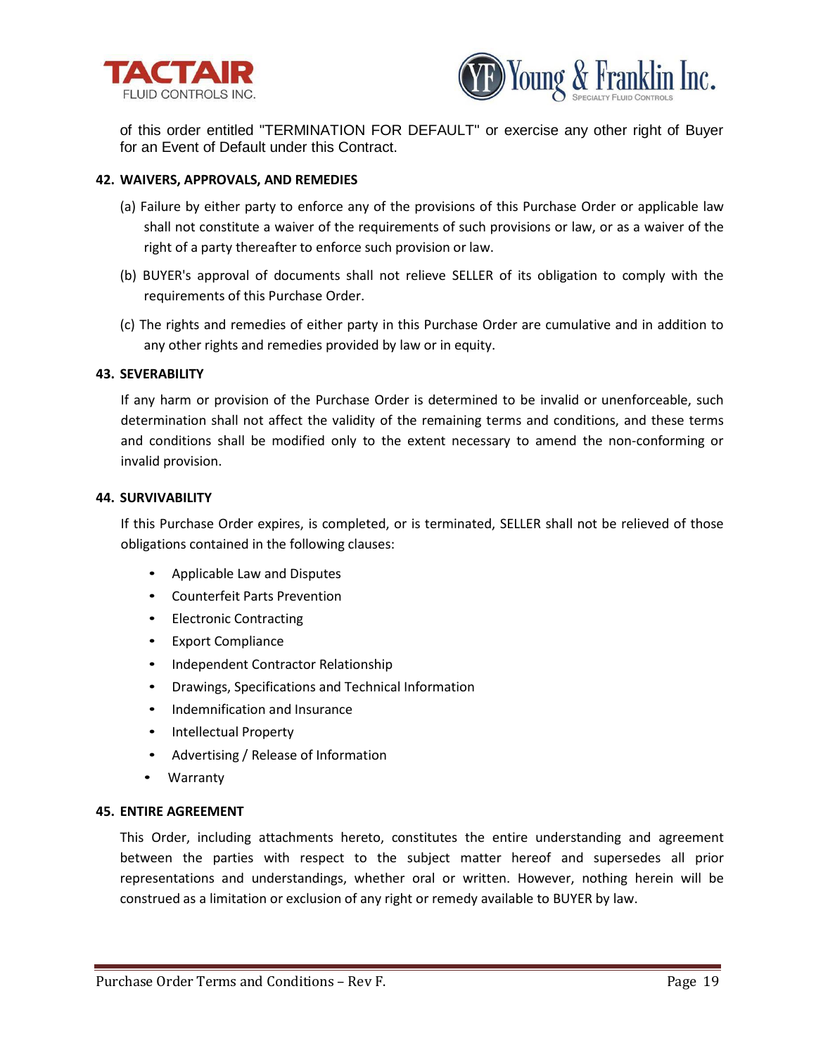of this order entitled "TERMINATION FOR DEFAULT" or exercise any other right of Buyer for an Event of Default under this Contract.

**42. WAIVERS, APPROVALS, AND REMEDIES**

(a) Failure by either party to enforce any of the provisions of this Purchase Order or applicable law shall not constitute a waiver of the requirements of such provisions or law, or as a waiver of the right of a party thereafter to enforce such provision or law.

(b) BUYER's approval of documents shall not relieve SELLER of its obligation to comply with the requirements of this Purchase Order.

(c) The rights and remedies of either party in this Purchase Order are cumulative and in addition to any other rights and remedies provided by law or in equity.

**43. SEVERABILITY**

If any harm or provision of the Purchase Order is determined to be invalid or unenforceable, such determination shall not affect the validity of the remaining terms and conditions, and these terms and conditions shall be modified only to the extent necessary to amend the non-conforming or invalid provision.

**44. SURVIVABILITY**

If this Purchase Order expires, is completed, or is terminated, SELLER shall not be relieved of those obligations contained in the following clauses:

- Applicable Law and Disputes
- Counterfeit Parts Prevention
- Electronic Contracting
- Export Compliance
- Independent Contractor Relationship
- Drawings, Specifications and Technical Information
- Indemnification and Insurance
- Intellectual Property
- Advertising / Release of Information
- Warranty

**45. ENTIRE AGREEMENT**

This Order, including attachments hereto, constitutes the entire understanding and agreement between the parties with respect to the subject matter hereof and supersedes all prior representations and understandings, whether oral or written. However, nothing herein will be construed as a limitation or exclusion of any right or remedy available to BUYER by law.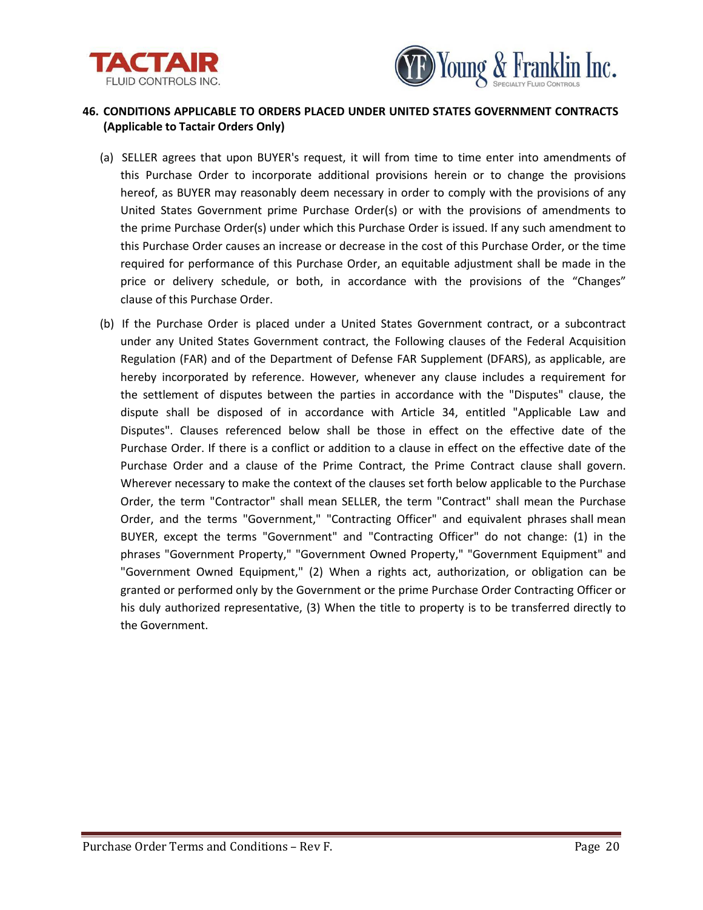## 46. CONDITIONS APPLICABLE TO ORDERS PLACED UNDER UNITED STATES GOVERNMENT CONTRACTS (Applicable to Tactair Orders Only)

(a) SELLER agrees that upon BUYER's request, it will from time to time enter into amendments of this Purchase Order to incorporate additional provisions herein or to change the provisions hereof, as BUYER may reasonably deem necessary in order to comply with the provisions of any United States Government prime Purchase Order(s) or with the provisions of amendments to the prime Purchase Order(s) under which this Purchase Order is issued. If any such amendment to this Purchase Order causes an increase or decrease in the cost of this Purchase Order, or the time required for performance of this Purchase Order, an equitable adjustment shall be made in the price or delivery schedule, or both, in accordance with the provisions of the "Changes" clause of this Purchase Order.

(b) If the Purchase Order is placed under a United States Government contract, or a subcontract under any United States Government contract, the Following clauses of the Federal Acquisition Regulation (FAR) and of the Department of Defense FAR Supplement (DFARS), as applicable, are hereby incorporated by reference. However, whenever any clause includes a requirement for the settlement of disputes between the parties in accordance with the "Disputes" clause, the dispute shall be disposed of in accordance with Article 34, entitled "Applicable Law and Disputes". Clauses referenced below shall be those in effect on the effective date of the Purchase Order. If there is a conflict or addition to a clause in effect on the effective date of the Purchase Order and a clause of the Prime Contract, the Prime Contract clause shall govern. Wherever necessary to make the context of the clauses set forth below applicable to the Purchase Order, the term "Contractor" shall mean SELLER, the term "Contract" shall mean the Purchase Order, and the terms "Government," "Contracting Officer" and equivalent phrases shall mean BUYER, except the terms "Government" and "Contracting Officer" do not change: (1) in the phrases "Government Property," "Government Owned Property," "Government Equipment" and "Government Owned Equipment," (2) When a rights act, authorization, or obligation can be granted or performed only by the Government or the prime Purchase Order Contracting Officer or his duly authorized representative, (3) When the title to property is to be transferred directly to the Government.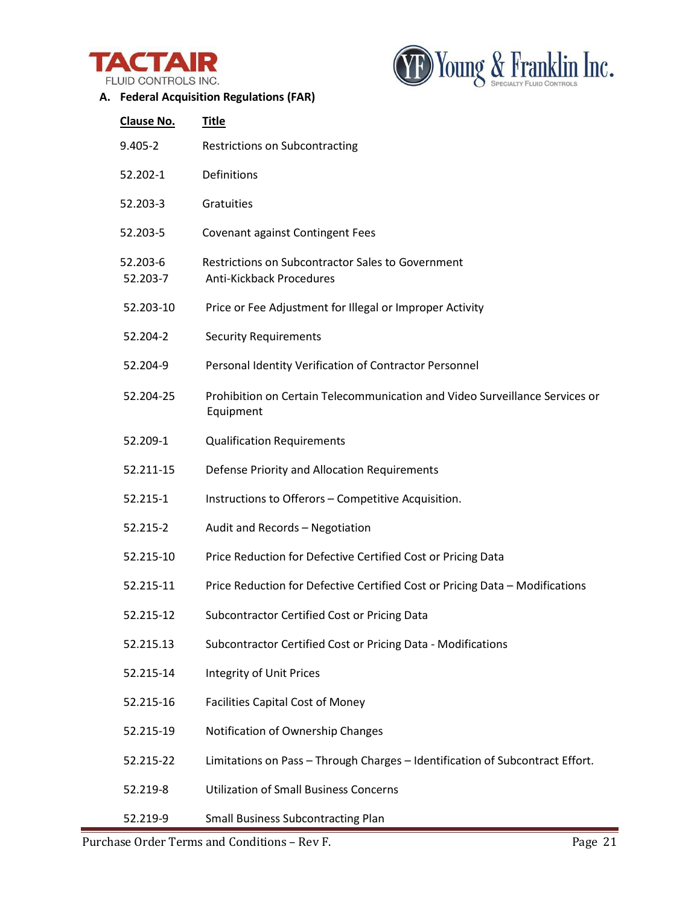## A. Federal Acquisition Regulations (FAR)

| Clause No. | Title |
| --- | --- |
| 9.405-2 | Restrictions on Subcontracting |
| 52.202-1 | Definitions |
| 52.203-3 | Gratuities |
| 52.203-5 | Covenant against Contingent Fees |
| 52.203-6 | Restrictions on Subcontractor Sales to Government |
| 52.203-7 | Anti-Kickback Procedures |
| 52.203-10 | Price or Fee Adjustment for Illegal or Improper Activity |
| 52.204-2 | Security Requirements |
| 52.204-9 | Personal Identity Verification of Contractor Personnel |
| 52.204-25 | Prohibition on Certain Telecommunication and Video Surveillance Services or Equipment |
| 52.209-1 | Qualification Requirements |
| 52.211-15 | Defense Priority and Allocation Requirements |
| 52.215-1 | Instructions to Offerors – Competitive Acquisition. |
| 52.215-2 | Audit and Records – Negotiation |
| 52.215-10 | Price Reduction for Defective Certified Cost or Pricing Data |
| 52.215-11 | Price Reduction for Defective Certified Cost or Pricing Data – Modifications |
| 52.215-12 | Subcontractor Certified Cost or Pricing Data |
| 52.215.13 | Subcontractor Certified Cost or Pricing Data - Modifications |
| 52.215-14 | Integrity of Unit Prices |
| 52.215-16 | Facilities Capital Cost of Money |
| 52.215-19 | Notification of Ownership Changes |
| 52.215-22 | Limitations on Pass – Through Charges – Identification of Subcontract Effort. |
| 52.219-8 | Utilization of Small Business Concerns |
| 52.219-9 | Small Business Subcontracting Plan |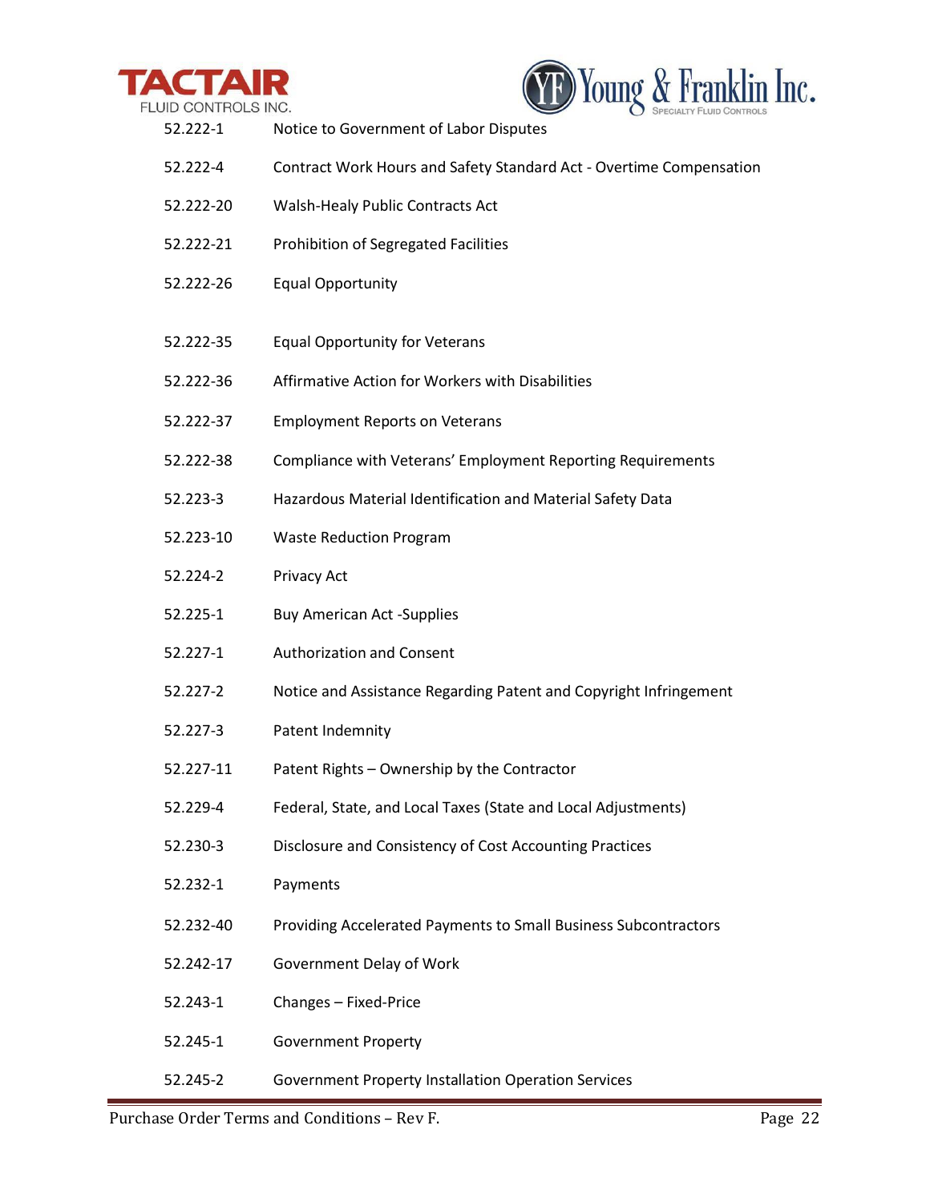| | |
|---|---|
| 52.222-1 | Notice to Government of Labor Disputes |
| 52.222-4 | Contract Work Hours and Safety Standard Act - Overtime Compensation |
| 52.222-20 | Walsh-Healy Public Contracts Act |
| 52.222-21 | Prohibition of Segregated Facilities |
| 52.222-26 | Equal Opportunity |
| 52.222-35 | Equal Opportunity for Veterans |
| 52.222-36 | Affirmative Action for Workers with Disabilities |
| 52.222-37 | Employment Reports on Veterans |
| 52.222-38 | Compliance with Veterans' Employment Reporting Requirements |
| 52.223-3 | Hazardous Material Identification and Material Safety Data |
| 52.223-10 | Waste Reduction Program |
| 52.224-2 | Privacy Act |
| 52.225-1 | Buy American Act -Supplies |
| 52.227-1 | Authorization and Consent |
| 52.227-2 | Notice and Assistance Regarding Patent and Copyright Infringement |
| 52.227-3 | Patent Indemnity |
| 52.227-11 | Patent Rights – Ownership by the Contractor |
| 52.229-4 | Federal, State, and Local Taxes (State and Local Adjustments) |
| 52.230-3 | Disclosure and Consistency of Cost Accounting Practices |
| 52.232-1 | Payments |
| 52.232-40 | Providing Accelerated Payments to Small Business Subcontractors |
| 52.242-17 | Government Delay of Work |
| 52.243-1 | Changes – Fixed-Price |
| 52.245-1 | Government Property |
| 52.245-2 | Government Property Installation Operation Services |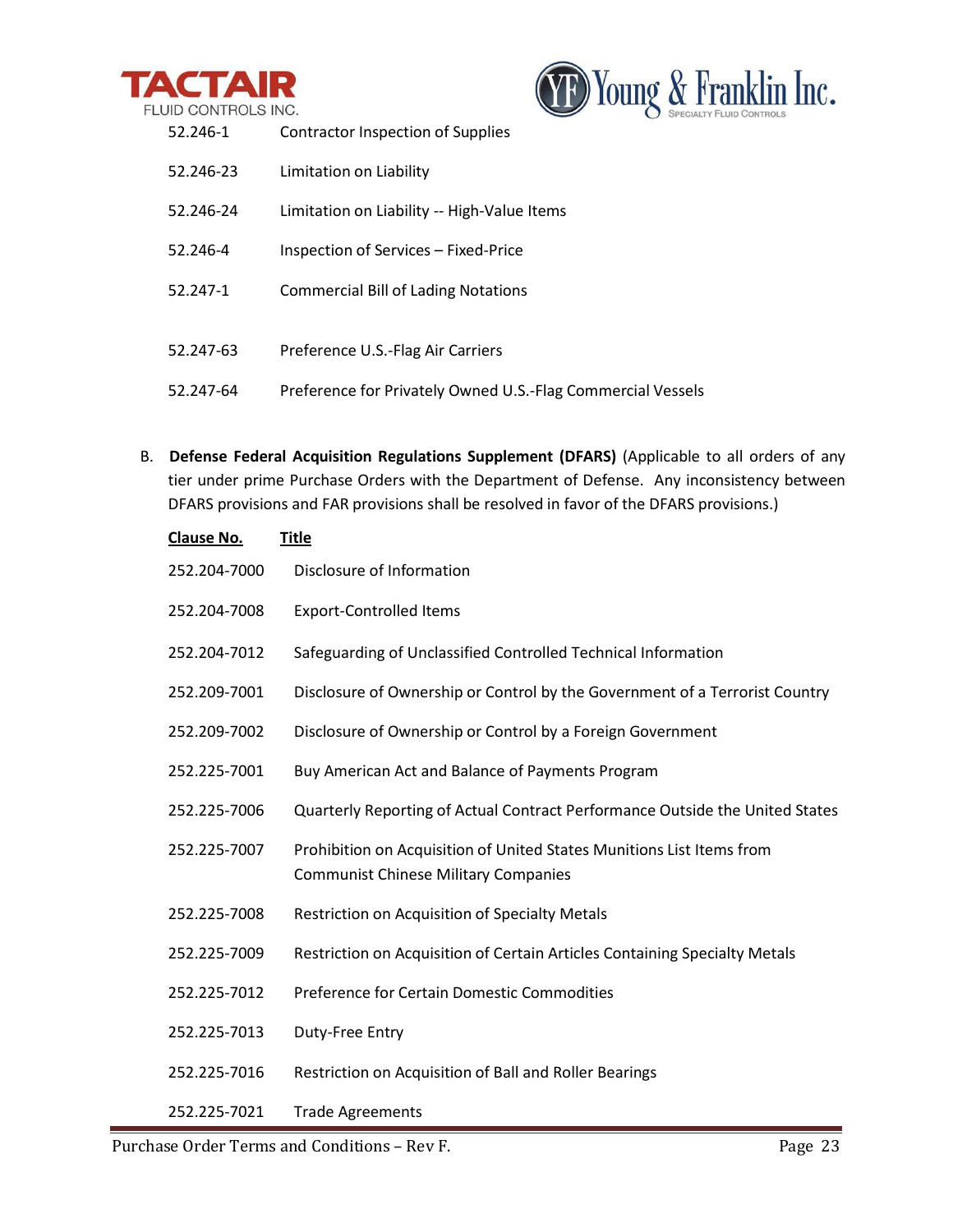| | |
|---|---|
| 52.246-1 | Contractor Inspection of Supplies |
| 52.246-23 | Limitation on Liability |
| 52.246-24 | Limitation on Liability -- High-Value Items |
| 52.246-4 | Inspection of Services – Fixed-Price |
| 52.247-1 | Commercial Bill of Lading Notations |
| 52.247-63 | Preference U.S.-Flag Air Carriers |
| 52.247-64 | Preference for Privately Owned U.S.-Flag Commercial Vessels |

B. **Defense Federal Acquisition Regulations Supplement (DFARS)** (Applicable to all orders of any tier under prime Purchase Orders with the Department of Defense. Any inconsistency between DFARS provisions and FAR provisions shall be resolved in favor of the DFARS provisions.)

| Clause No. | Title |
|---|---|
| 252.204-7000 | Disclosure of Information |
| 252.204-7008 | Export-Controlled Items |
| 252.204-7012 | Safeguarding of Unclassified Controlled Technical Information |
| 252.209-7001 | Disclosure of Ownership or Control by the Government of a Terrorist Country |
| 252.209-7002 | Disclosure of Ownership or Control by a Foreign Government |
| 252.225-7001 | Buy American Act and Balance of Payments Program |
| 252.225-7006 | Quarterly Reporting of Actual Contract Performance Outside the United States |
| 252.225-7007 | Prohibition on Acquisition of United States Munitions List Items from Communist Chinese Military Companies |
| 252.225-7008 | Restriction on Acquisition of Specialty Metals |
| 252.225-7009 | Restriction on Acquisition of Certain Articles Containing Specialty Metals |
| 252.225-7012 | Preference for Certain Domestic Commodities |
| 252.225-7013 | Duty-Free Entry |
| 252.225-7016 | Restriction on Acquisition of Ball and Roller Bearings |
| 252.225-7021 | Trade Agreements |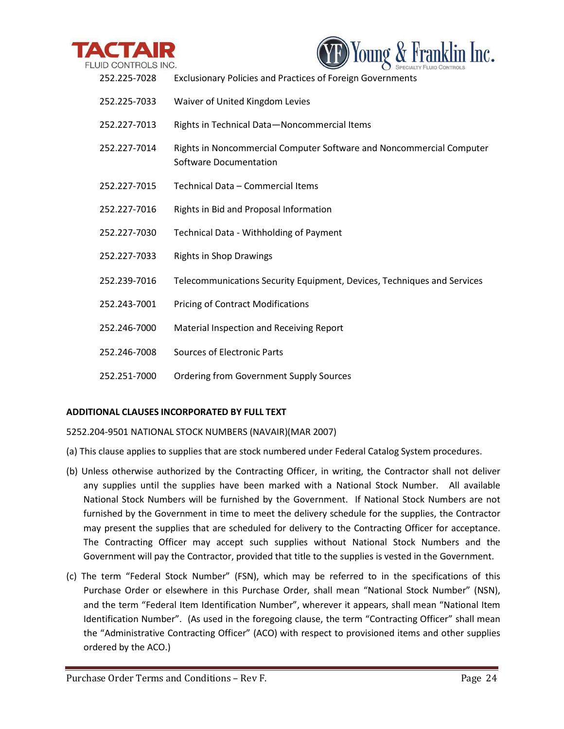| | |
|---|---|
| 252.225-7028 | Exclusionary Policies and Practices of Foreign Governments |
| 252.225-7033 | Waiver of United Kingdom Levies |
| 252.227-7013 | Rights in Technical Data—Noncommercial Items |
| 252.227-7014 | Rights in Noncommercial Computer Software and Noncommercial Computer Software Documentation |
| 252.227-7015 | Technical Data – Commercial Items |
| 252.227-7016 | Rights in Bid and Proposal Information |
| 252.227-7030 | Technical Data - Withholding of Payment |
| 252.227-7033 | Rights in Shop Drawings |
| 252.239-7016 | Telecommunications Security Equipment, Devices, Techniques and Services |
| 252.243-7001 | Pricing of Contract Modifications |
| 252.246-7000 | Material Inspection and Receiving Report |
| 252.246-7008 | Sources of Electronic Parts |
| 252.251-7000 | Ordering from Government Supply Sources |

**ADDITIONAL CLAUSES INCORPORATED BY FULL TEXT**

5252.204-9501 NATIONAL STOCK NUMBERS (NAVAIR)(MAR 2007)

(a) This clause applies to supplies that are stock numbered under Federal Catalog System procedures.

(b) Unless otherwise authorized by the Contracting Officer, in writing, the Contractor shall not deliver any supplies until the supplies have been marked with a National Stock Number. All available National Stock Numbers will be furnished by the Government. If National Stock Numbers are not furnished by the Government in time to meet the delivery schedule for the supplies, the Contractor may present the supplies that are scheduled for delivery to the Contracting Officer for acceptance. The Contracting Officer may accept such supplies without National Stock Numbers and the Government will pay the Contractor, provided that title to the supplies is vested in the Government.

(c) The term "Federal Stock Number" (FSN), which may be referred to in the specifications of this Purchase Order or elsewhere in this Purchase Order, shall mean "National Stock Number" (NSN), and the term "Federal Item Identification Number", wherever it appears, shall mean "National Item Identification Number". (As used in the foregoing clause, the term "Contracting Officer" shall mean the "Administrative Contracting Officer" (ACO) with respect to provisioned items and other supplies ordered by the ACO.)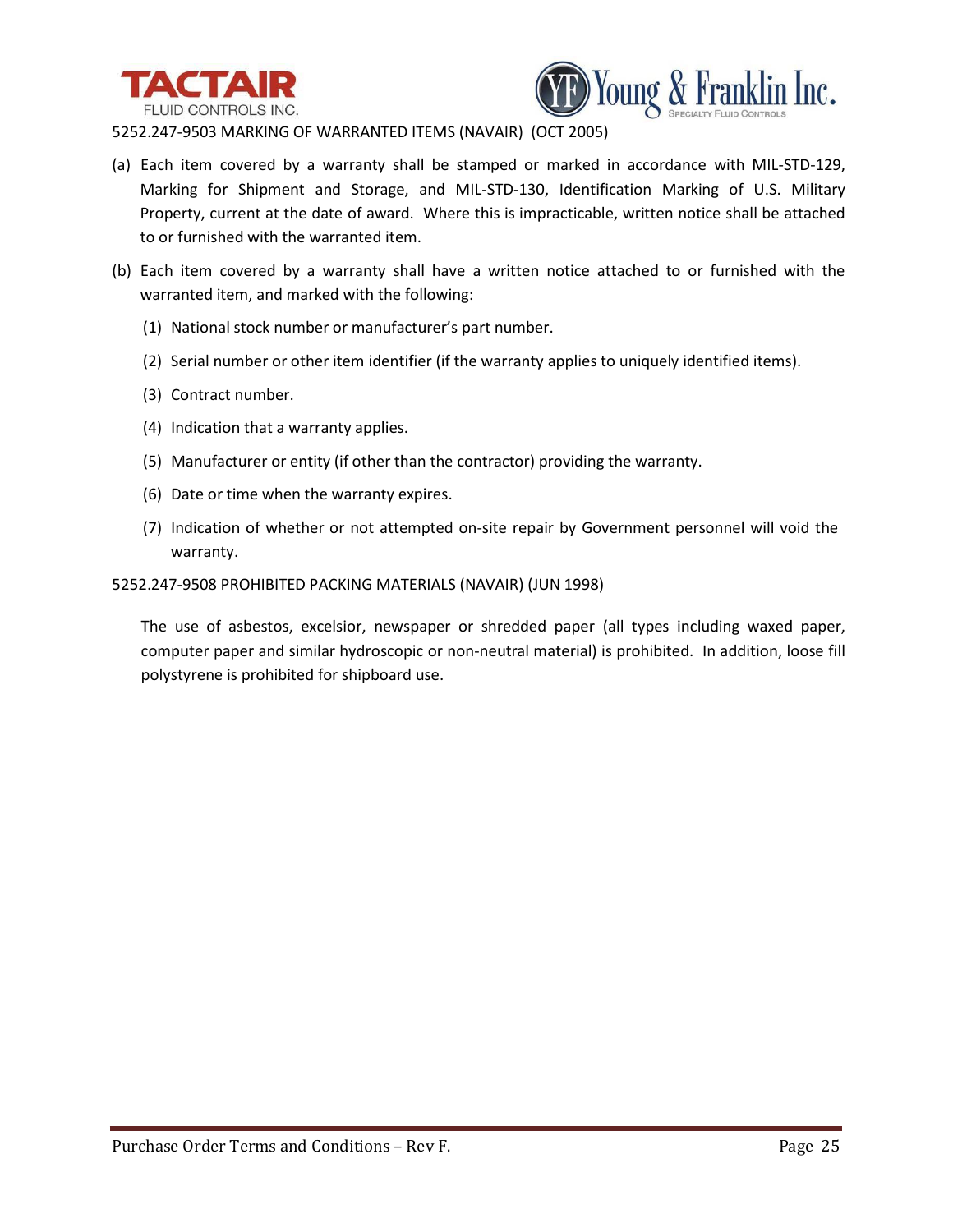5252.247-9503 MARKING OF WARRANTED ITEMS (NAVAIR) (OCT 2005)

(a) Each item covered by a warranty shall be stamped or marked in accordance with MIL-STD-129, Marking for Shipment and Storage, and MIL-STD-130, Identification Marking of U.S. Military Property, current at the date of award. Where this is impracticable, written notice shall be attached to or furnished with the warranted item.

(b) Each item covered by a warranty shall have a written notice attached to or furnished with the warranted item, and marked with the following:

  (1) National stock number or manufacturer's part number.

  (2) Serial number or other item identifier (if the warranty applies to uniquely identified items).

  (3) Contract number.

  (4) Indication that a warranty applies.

  (5) Manufacturer or entity (if other than the contractor) providing the warranty.

  (6) Date or time when the warranty expires.

  (7) Indication of whether or not attempted on-site repair by Government personnel will void the warranty.

5252.247-9508 PROHIBITED PACKING MATERIALS (NAVAIR) (JUN 1998)

The use of asbestos, excelsior, newspaper or shredded paper (all types including waxed paper, computer paper and similar hydroscopic or non-neutral material) is prohibited. In addition, loose fill polystyrene is prohibited for shipboard use.